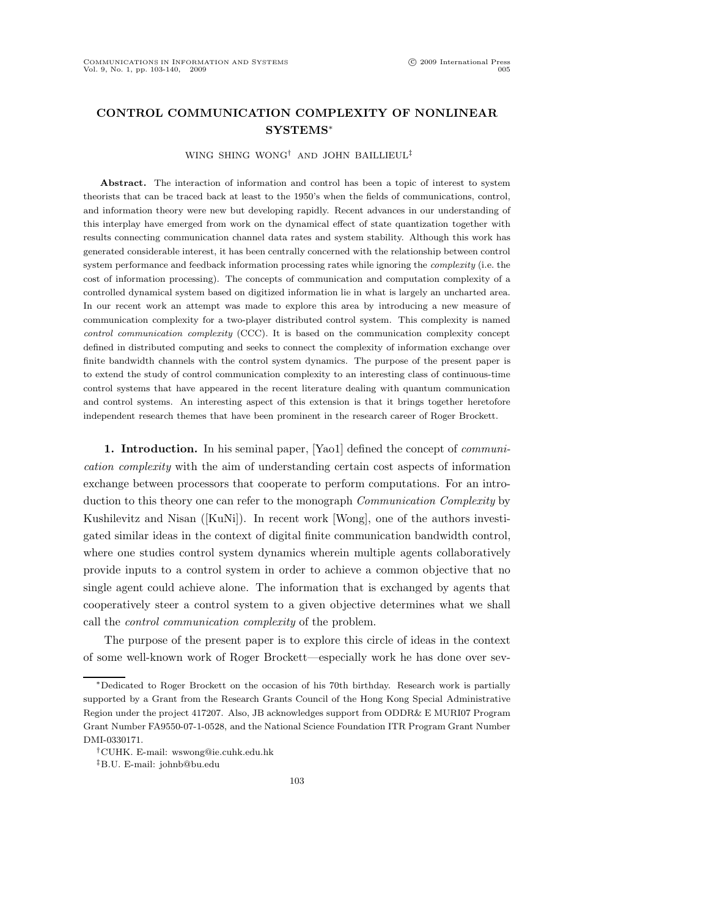# CONTROL COMMUNICATION COMPLEXITY OF NONLINEAR SYSTEMS*

WING SHING WONG† AND JOHN BAILLIEUL‡

**Abstract.** The interaction of information and control has been a topic of interest to system theorists that can be traced back at least to the 1950's when the fields of communications, control, and information theory were new but developing rapidly. Recent advances in our understanding of this interplay have emerged from work on the dynamical effect of state quantization together with results connecting communication channel data rates and system stability. Although this work has generated considerable interest, it has been centrally concerned with the relationship between control system performance and feedback information processing rates while ignoring the *complexity* (i.e. the cost of information processing). The concepts of communication and computation complexity of a controlled dynamical system based on digitized information lie in what is largely an uncharted area. In our recent work an attempt was made to explore this area by introducing a new measure of communication complexity for a two-player distributed control system. This complexity is named *control communication complexity* (CCC). It is based on the communication complexity concept defined in distributed computing and seeks to connect the complexity of information exchange over finite bandwidth channels with the control system dynamics. The purpose of the present paper is to extend the study of control communication complexity to an interesting class of continuous-time control systems that have appeared in the recent literature dealing with quantum communication and control systems. An interesting aspect of this extension is that it brings together heretofore independent research themes that have been prominent in the research career of Roger Brockett.

**1. Introduction.** In his seminal paper, [Yao1] defined the concept of *communication complexity* with the aim of understanding certain cost aspects of information exchange between processors that cooperate to perform computations. For an introduction to this theory one can refer to the monograph *Communication Complexity* by Kushilevitz and Nisan ([KuNi]). In recent work [Wong], one of the authors investigated similar ideas in the context of digital finite communication bandwidth control, where one studies control system dynamics wherein multiple agents collaboratively provide inputs to a control system in order to achieve a common objective that no single agent could achieve alone. The information that is exchanged by agents that cooperatively steer a control system to a given objective determines what we shall call the *control communication complexity* of the problem.

The purpose of the present paper is to explore this circle of ideas in the context of some well-known work of Roger Brockett—especially work he has done over sev-

*Dedicated to Roger Brockett on the occasion of his 70th birthday. Research work is partially supported by a Grant from the Research Grants Council of the Hong Kong Special Administrative Region under the project 417207. Also, JB acknowledges support from ODDR& E MURI07 Program Grant Number FA9550-07-1-0528, and the National Science Foundation ITR Program Grant Number DMI-0330171.

†CUHK. E-mail: wswong@ie.cuhk.edu.hk

‡B.U. E-mail: johnb@bu.edu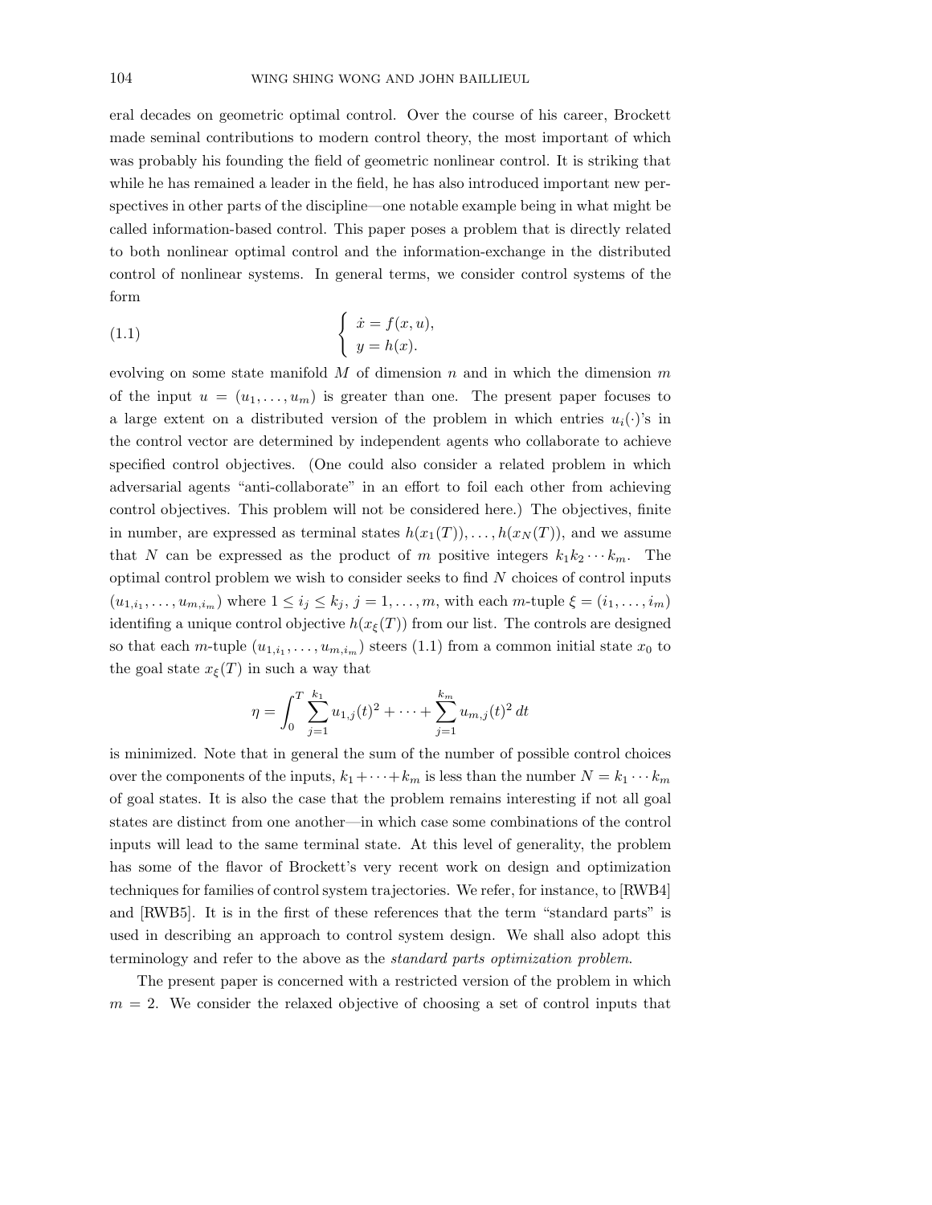eral decades on geometric optimal control. Over the course of his career, Brockett made seminal contributions to modern control theory, the most important of which was probably his founding the field of geometric nonlinear control. It is striking that while he has remained a leader in the field, he has also introduced important new perspectives in other parts of the discipline—one notable example being in what might be called information-based control. This paper poses a problem that is directly related to both nonlinear optimal control and the information-exchange in the distributed control of nonlinear systems. In general terms, we consider control systems of the form

$$\left\{ \begin{array}{l} \dot{x} = f(x, u), \\ y = h(x). \end{array} \right. \tag{1.1}$$

evolving on some state manifold $M$ of dimension $n$ and in which the dimension $m$ of the input $u = (u_1, \ldots, u_m)$ is greater than one. The present paper focuses to a large extent on a distributed version of the problem in which entries $u_i(\cdot)$'s in the control vector are determined by independent agents who collaborate to achieve specified control objectives. (One could also consider a related problem in which adversarial agents "anti-collaborate" in an effort to foil each other from achieving control objectives. This problem will not be considered here.) The objectives, finite in number, are expressed as terminal states $h(x_1(T)), \ldots, h(x_N(T))$, and we assume that $N$ can be expressed as the product of $m$ positive integers $k_1 k_2 \cdots k_m$. The optimal control problem we wish to consider seeks to find $N$ choices of control inputs $(u_{1,i_1}, \ldots, u_{m,i_m})$ where $1 \le i_j \le k_j$, $j = 1, \ldots, m$, with each $m$-tuple $\xi = (i_1, \ldots, i_m)$ identifing a unique control objective $h(x_\xi(T))$ from our list. The controls are designed so that each $m$-tuple $(u_{1,i_1}, \ldots, u_{m,i_m})$ steers (1.1) from a common initial state $x_0$ to the goal state $x_\xi(T)$ in such a way that

$$\eta = \int_0^T \sum_{j=1}^{k_1} u_{1,j}(t)^2 + \cdots + \sum_{j=1}^{k_m} u_{m,j}(t)^2 \, dt$$

is minimized. Note that in general the sum of the number of possible control choices over the components of the inputs, $k_1 + \cdots + k_m$ is less than the number $N = k_1 \cdots k_m$ of goal states. It is also the case that the problem remains interesting if not all goal states are distinct from one another—in which case some combinations of the control inputs will lead to the same terminal state. At this level of generality, the problem has some of the flavor of Brockett's very recent work on design and optimization techniques for families of control system trajectories. We refer, for instance, to [RWB4] and [RWB5]. It is in the first of these references that the term "standard parts" is used in describing an approach to control system design. We shall also adopt this terminology and refer to the above as the *standard parts optimization problem*.

The present paper is concerned with a restricted version of the problem in which $m = 2$. We consider the relaxed objective of choosing a set of control inputs that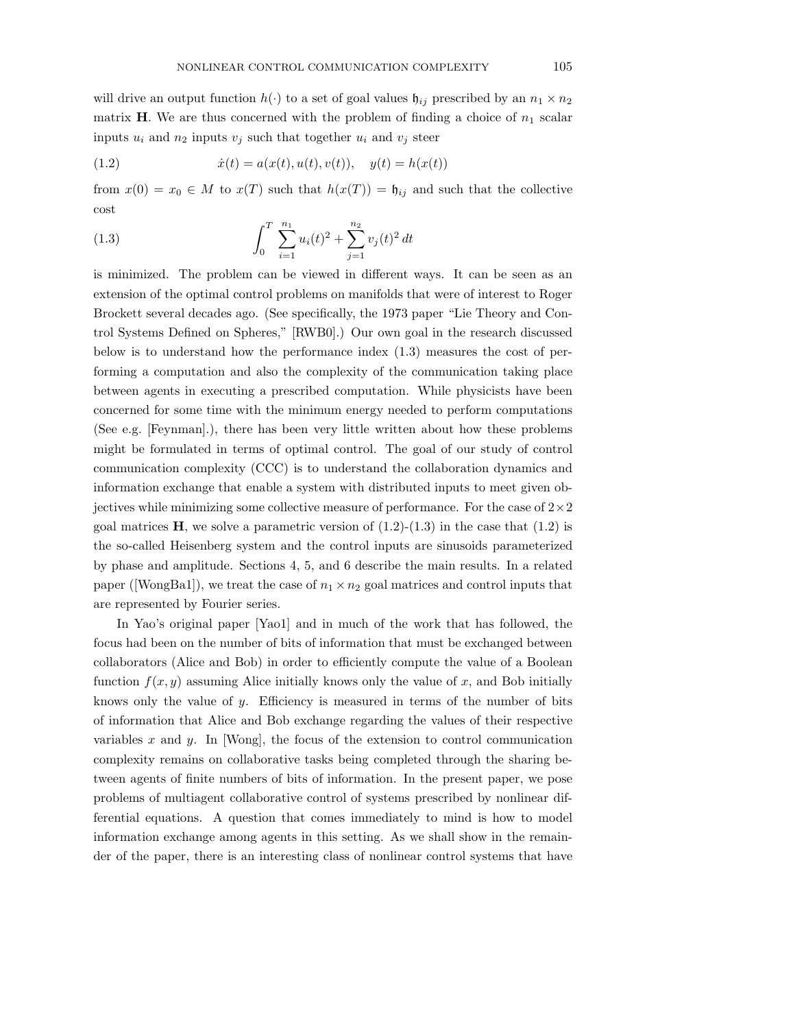will drive an output function $h(\cdot)$ to a set of goal values $\mathfrak{h}_{ij}$ prescribed by an $n_1 \times n_2$ matrix $\mathbf{H}$. We are thus concerned with the problem of finding a choice of $n_1$ scalar inputs $u_i$ and $n_2$ inputs $v_j$ such that together $u_i$ and $v_j$ steer

$$\dot{x}(t) = a(x(t), u(t), v(t)), \quad y(t) = h(x(t)) \tag{1.2}$$

from $x(0) = x_0 \in M$ to $x(T)$ such that $h(x(T)) = \mathfrak{h}_{ij}$ and such that the collective cost

$$\int_0^T \sum_{i=1}^{n_1} u_i(t)^2 + \sum_{j=1}^{n_2} v_j(t)^2 \, dt \tag{1.3}$$

is minimized. The problem can be viewed in different ways. It can be seen as an extension of the optimal control problems on manifolds that were of interest to Roger Brockett several decades ago. (See specifically, the 1973 paper "Lie Theory and Control Systems Defined on Spheres," [RWB0].) Our own goal in the research discussed below is to understand how the performance index (1.3) measures the cost of performing a computation and also the complexity of the communication taking place between agents in executing a prescribed computation. While physicists have been concerned for some time with the minimum energy needed to perform computations (See e.g. [Feynman].), there has been very little written about how these problems might be formulated in terms of optimal control. The goal of our study of control communication complexity (CCC) is to understand the collaboration dynamics and information exchange that enable a system with distributed inputs to meet given objectives while minimizing some collective measure of performance. For the case of $2\times 2$ goal matrices $\mathbf{H}$, we solve a parametric version of (1.2)-(1.3) in the case that (1.2) is the so-called Heisenberg system and the control inputs are sinusoids parameterized by phase and amplitude. Sections 4, 5, and 6 describe the main results. In a related paper ([WongBa1]), we treat the case of $n_1 \times n_2$ goal matrices and control inputs that are represented by Fourier series.

In Yao's original paper [Yao1] and in much of the work that has followed, the focus had been on the number of bits of information that must be exchanged between collaborators (Alice and Bob) in order to efficiently compute the value of a Boolean function $f(x, y)$ assuming Alice initially knows only the value of $x$, and Bob initially knows only the value of $y$. Efficiency is measured in terms of the number of bits of information that Alice and Bob exchange regarding the values of their respective variables $x$ and $y$. In [Wong], the focus of the extension to control communication complexity remains on collaborative tasks being completed through the sharing between agents of finite numbers of bits of information. In the present paper, we pose problems of multiagent collaborative control of systems prescribed by nonlinear differential equations. A question that comes immediately to mind is how to model information exchange among agents in this setting. As we shall show in the remainder of the paper, there is an interesting class of nonlinear control systems that have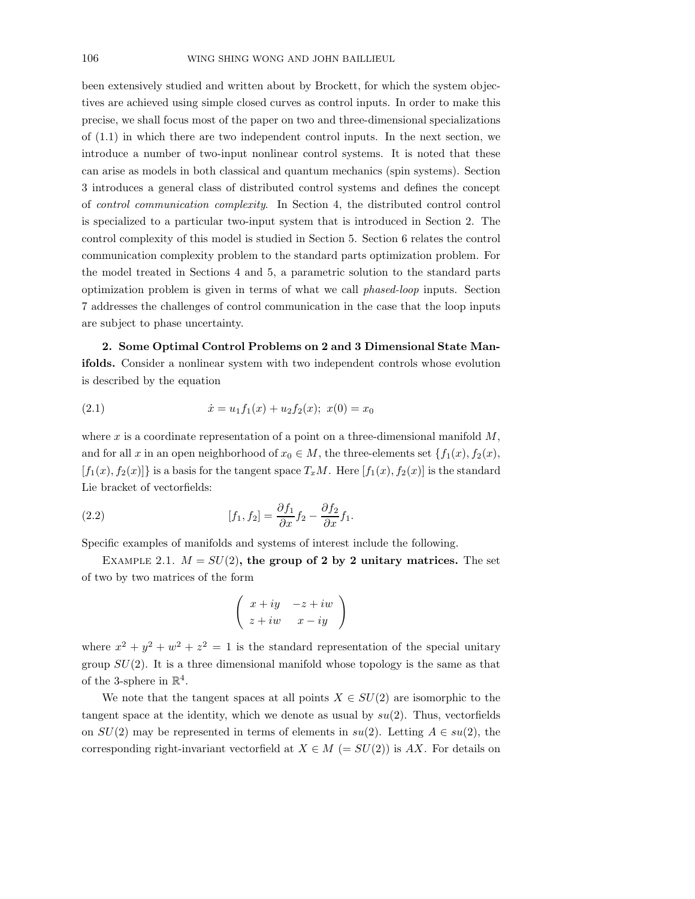been extensively studied and written about by Brockett, for which the system objectives are achieved using simple closed curves as control inputs. In order to make this precise, we shall focus most of the paper on two and three-dimensional specializations of (1.1) in which there are two independent control inputs. In the next section, we introduce a number of two-input nonlinear control systems. It is noted that these can arise as models in both classical and quantum mechanics (spin systems). Section 3 introduces a general class of distributed control systems and defines the concept of *control communication complexity*. In Section 4, the distributed control control is specialized to a particular two-input system that is introduced in Section 2. The control complexity of this model is studied in Section 5. Section 6 relates the control communication complexity problem to the standard parts optimization problem. For the model treated in Sections 4 and 5, a parametric solution to the standard parts optimization problem is given in terms of what we call *phased-loop* inputs. Section 7 addresses the challenges of control communication in the case that the loop inputs are subject to phase uncertainty.

**2. Some Optimal Control Problems on 2 and 3 Dimensional State Manifolds.** Consider a nonlinear system with two independent controls whose evolution is described by the equation

$$\dot{x} = u_1 f_1(x) + u_2 f_2(x);\ x(0) = x_0 \tag{2.1}$$

where $x$ is a coordinate representation of a point on a three-dimensional manifold $M$, and for all $x$ in an open neighborhood of $x_0 \in M$, the three-elements set $\{f_1(x), f_2(x), [f_1(x), f_2(x)]\}$ is a basis for the tangent space $T_xM$. Here $[f_1(x), f_2(x)]$ is the standard Lie bracket of vectorfields:

$$[f_1, f_2] = \frac{\partial f_1}{\partial x} f_2 - \frac{\partial f_2}{\partial x} f_1. \tag{2.2}$$

Specific examples of manifolds and systems of interest include the following.

Example 2.1. $M = SU(2)$**, the group of 2 by 2 unitary matrices.** The set of two by two matrices of the form

$$\begin{pmatrix} x + iy & -z + iw \\ z + iw & x - iy \end{pmatrix}$$

where $x^2 + y^2 + w^2 + z^2 = 1$ is the standard representation of the special unitary group $SU(2)$. It is a three dimensional manifold whose topology is the same as that of the 3-sphere in $\mathbb{R}^4$.

We note that the tangent spaces at all points $X \in SU(2)$ are isomorphic to the tangent space at the identity, which we denote as usual by $su(2)$. Thus, vectorfields on $SU(2)$ may be represented in terms of elements in $su(2)$. Letting $A \in su(2)$, the corresponding right-invariant vectorfield at $X \in M$ $(= SU(2))$ is $AX$. For details on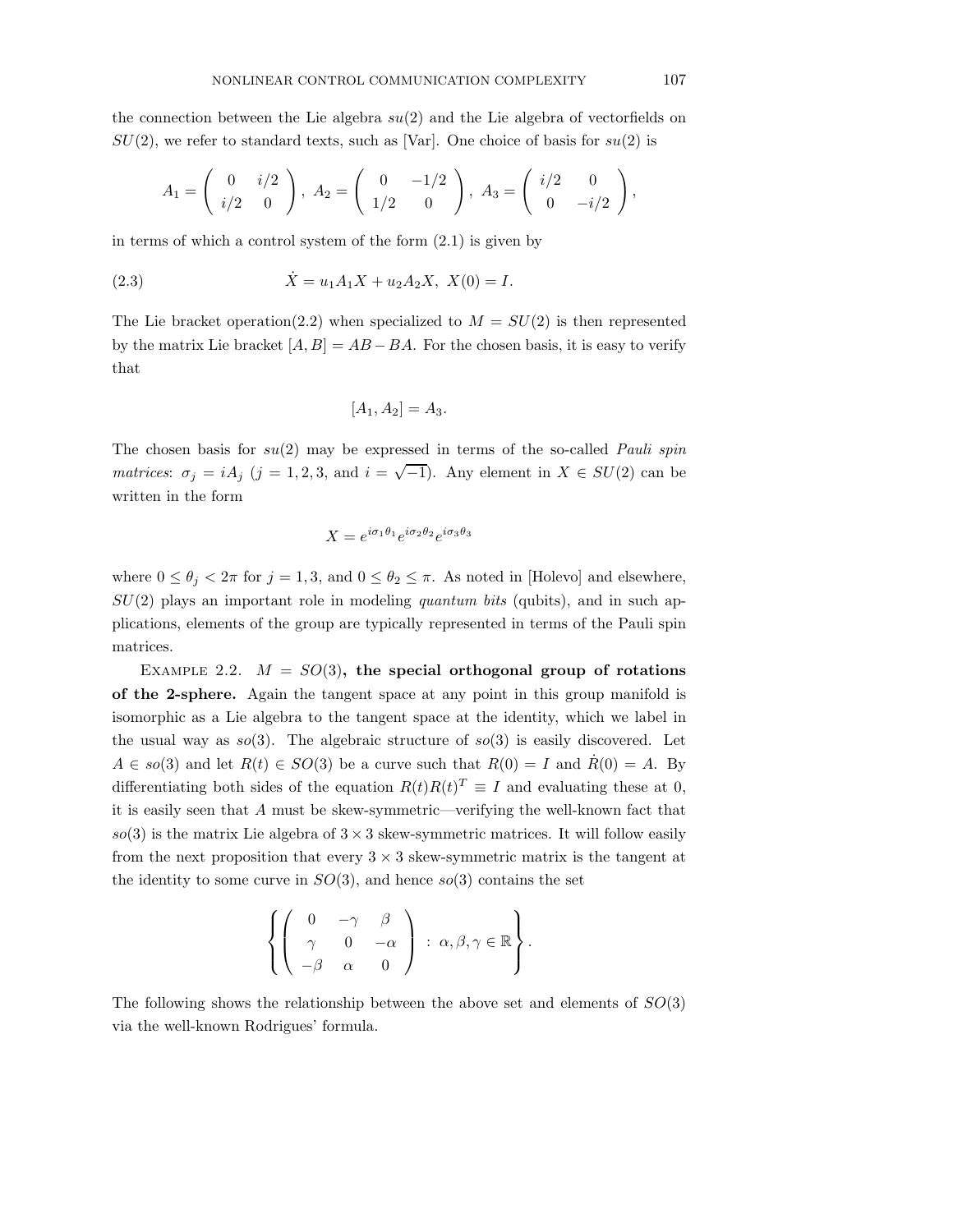the connection between the Lie algebra $su(2)$ and the Lie algebra of vectorfields on $SU(2)$, we refer to standard texts, such as [Var]. One choice of basis for $su(2)$ is

$$A_1 = \begin{pmatrix} 0 & i/2 \\ i/2 & 0 \end{pmatrix},\ A_2 = \begin{pmatrix} 0 & -1/2 \\ 1/2 & 0 \end{pmatrix},\ A_3 = \begin{pmatrix} i/2 & 0 \\ 0 & -i/2 \end{pmatrix},$$

in terms of which a control system of the form (2.1) is given by

$$\dot{X} = u_1 A_1 X + u_2 A_2 X,\ X(0) = I. \tag{2.3}$$

The Lie bracket operation(2.2) when specialized to $M = SU(2)$ is then represented by the matrix Lie bracket $[A, B] = AB - BA$. For the chosen basis, it is easy to verify that

$$[A_1, A_2] = A_3.$$

The chosen basis for $su(2)$ may be expressed in terms of the so-called *Pauli spin matrices*: $\sigma_j = iA_j$ ($j = 1, 2, 3$, and $i = \sqrt{-1}$). Any element in $X \in SU(2)$ can be written in the form

$$X = e^{i\sigma_1\theta_1} e^{i\sigma_2\theta_2} e^{i\sigma_3\theta_3}$$

where $0 \leq \theta_j < 2\pi$ for $j = 1, 3$, and $0 \leq \theta_2 \leq \pi$. As noted in [Holevo] and elsewhere, $SU(2)$ plays an important role in modeling *quantum bits* (qubits), and in such applications, elements of the group are typically represented in terms of the Pauli spin matrices.

Example 2.2. $M = SO(3)$**, the special orthogonal group of rotations of the 2-sphere.** Again the tangent space at any point in this group manifold is isomorphic as a Lie algebra to the tangent space at the identity, which we label in the usual way as $so(3)$. The algebraic structure of $so(3)$ is easily discovered. Let $A \in so(3)$ and let $R(t) \in SO(3)$ be a curve such that $R(0) = I$ and $\dot{R}(0) = A$. By differentiating both sides of the equation $R(t)R(t)^T \equiv I$ and evaluating these at 0, it is easily seen that $A$ must be skew-symmetric—verifying the well-known fact that $so(3)$ is the matrix Lie algebra of $3 \times 3$ skew-symmetric matrices. It will follow easily from the next proposition that every $3 \times 3$ skew-symmetric matrix is the tangent at the identity to some curve in $SO(3)$, and hence $so(3)$ contains the set

$$\left\{ \begin{pmatrix} 0 & -\gamma & \beta \\ \gamma & 0 & -\alpha \\ -\beta & \alpha & 0 \end{pmatrix} \ :\ \alpha, \beta, \gamma \in \mathbb{R} \right\}.$$

The following shows the relationship between the above set and elements of $SO(3)$ via the well-known Rodrigues' formula.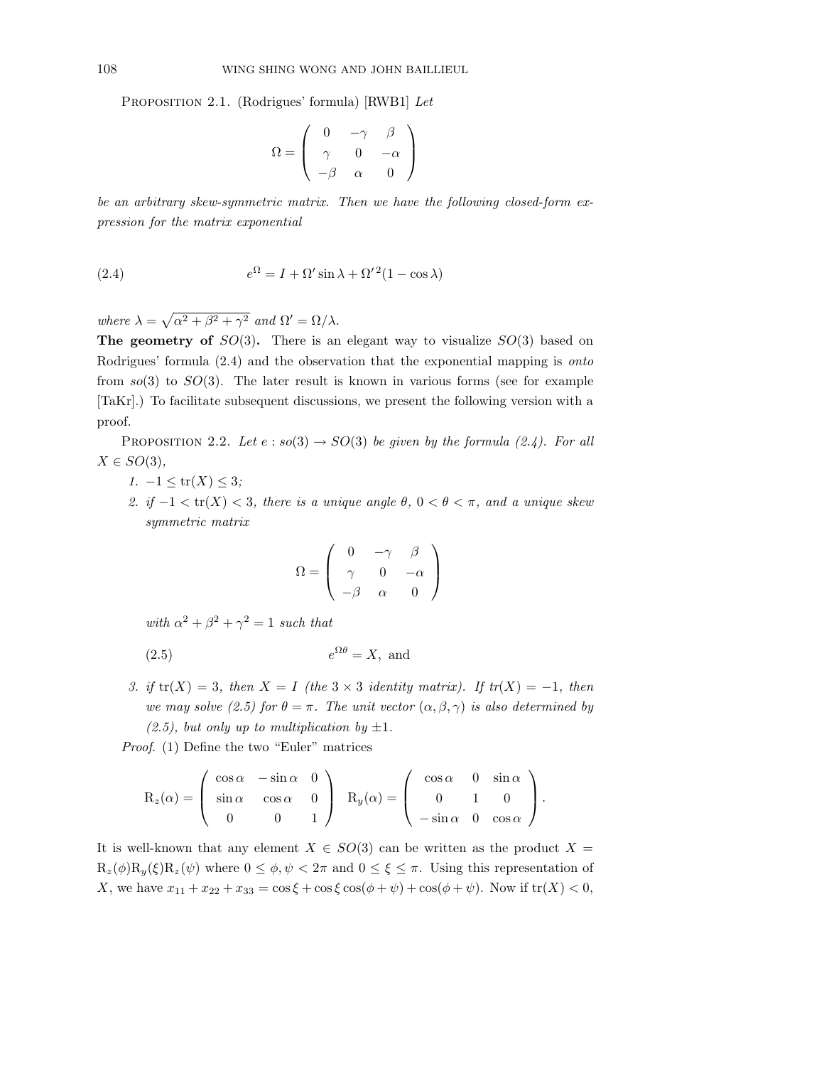PROPOSITION 2.1. (Rodrigues' formula) [RWB1] *Let*

$$\Omega = \begin{pmatrix} 0 & -\gamma & \beta \\ \gamma & 0 & -\alpha \\ -\beta & \alpha & 0 \end{pmatrix}$$

*be an arbitrary skew-symmetric matrix. Then we have the following closed-form expression for the matrix exponential*

$$e^{\Omega} = I + \Omega' \sin\lambda + \Omega'^2(1 - \cos\lambda) \tag{2.4}$$

*where* $\lambda = \sqrt{\alpha^2 + \beta^2 + \gamma^2}$ *and* $\Omega' = \Omega/\lambda$.

**The geometry of $SO(3)$.** There is an elegant way to visualize $SO(3)$ based on Rodrigues' formula (2.4) and the observation that the exponential mapping is *onto* from $so(3)$ to $SO(3)$. The later result is known in various forms (see for example [TaKr].) To facilitate subsequent discussions, we present the following version with a proof.

PROPOSITION 2.2. *Let* $e : so(3) \to SO(3)$ *be given by the formula (2.4). For all* $X \in SO(3)$,

1. $-1 \le \mathrm{tr}(X) \le 3$;
2. *if* $-1 < \mathrm{tr}(X) < 3$, *there is a unique angle* $\theta$, $0 < \theta < \pi$, *and a unique skew symmetric matrix*

$$\Omega = \begin{pmatrix} 0 & -\gamma & \beta \\ \gamma & 0 & -\alpha \\ -\beta & \alpha & 0 \end{pmatrix}$$

   *with* $\alpha^2 + \beta^2 + \gamma^2 = 1$ *such that*

$$e^{\Omega\theta} = X, \text{ and} \tag{2.5}$$

3. *if* $\mathrm{tr}(X) = 3$, *then* $X = I$ *(the* $3 \times 3$ *identity matrix). If* $tr(X) = -1$, *then we may solve (2.5) for* $\theta = \pi$. *The unit vector* $(\alpha, \beta, \gamma)$ *is also determined by (2.5), but only up to multiplication by* $\pm 1$.

*Proof.* (1) Define the two "Euler" matrices

$$\mathrm{R}_z(\alpha) = \begin{pmatrix} \cos\alpha & -\sin\alpha & 0 \\ \sin\alpha & \cos\alpha & 0 \\ 0 & 0 & 1 \end{pmatrix} \quad \mathrm{R}_y(\alpha) = \begin{pmatrix} \cos\alpha & 0 & \sin\alpha \\ 0 & 1 & 0 \\ -\sin\alpha & 0 & \cos\alpha \end{pmatrix}.$$

It is well-known that any element $X \in SO(3)$ can be written as the product $X = \mathrm{R}_z(\phi)\mathrm{R}_y(\xi)\mathrm{R}_z(\psi)$ where $0 \le \phi, \psi < 2\pi$ and $0 \le \xi \le \pi$. Using this representation of $X$, we have $x_{11} + x_{22} + x_{33} = \cos\xi + \cos\xi\cos(\phi + \psi) + \cos(\phi + \psi)$. Now if $\mathrm{tr}(X) < 0$,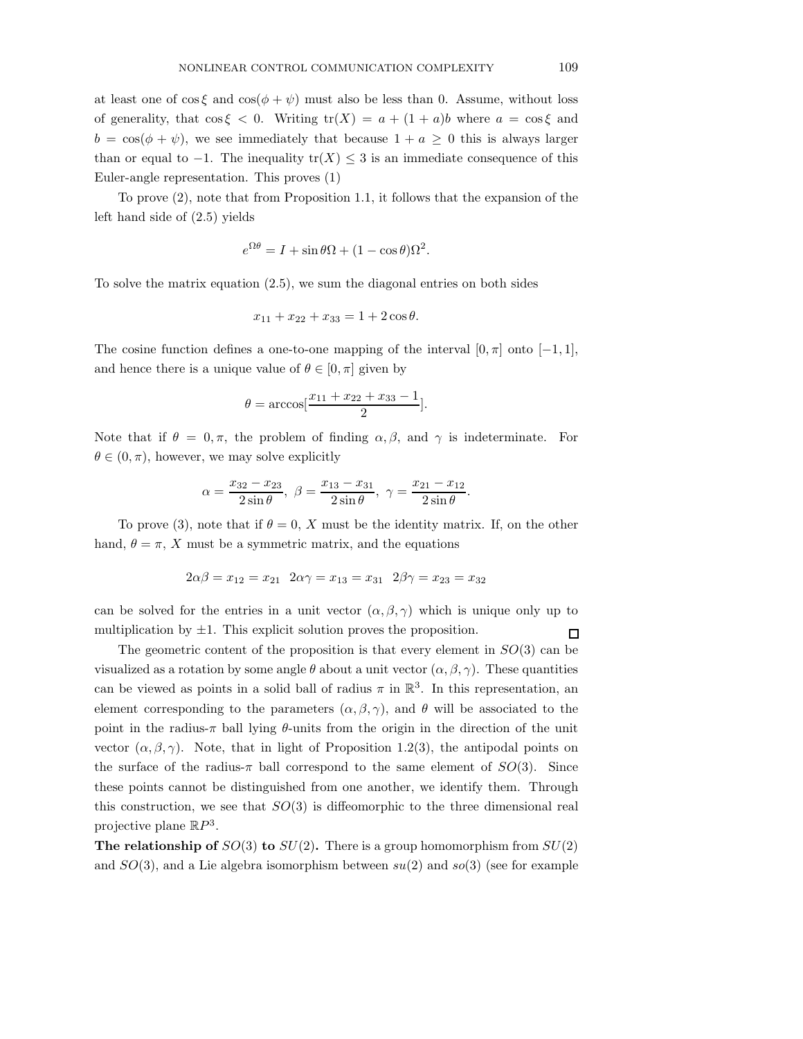at least one of $\cos\xi$ and $\cos(\phi+\psi)$ must also be less than 0. Assume, without loss of generality, that $\cos\xi < 0$. Writing $\mathrm{tr}(X) = a + (1+a)b$ where $a = \cos\xi$ and $b = \cos(\phi+\psi)$, we see immediately that because $1 + a \geq 0$ this is always larger than or equal to $-1$. The inequality $\mathrm{tr}(X) \leq 3$ is an immediate consequence of this Euler-angle representation. This proves (1)

To prove (2), note that from Proposition 1.1, it follows that the expansion of the left hand side of (2.5) yields

$$e^{\Omega\theta} = I + \sin\theta\Omega + (1-\cos\theta)\Omega^2.$$

To solve the matrix equation (2.5), we sum the diagonal entries on both sides

$$x_{11} + x_{22} + x_{33} = 1 + 2\cos\theta.$$

The cosine function defines a one-to-one mapping of the interval $[0,\pi]$ onto $[-1,1]$, and hence there is a unique value of $\theta \in [0,\pi]$ given by

$$\theta = \arccos[\frac{x_{11}+x_{22}+x_{33}-1}{2}].$$

Note that if $\theta = 0, \pi$, the problem of finding $\alpha, \beta$, and $\gamma$ is indeterminate. For $\theta \in (0,\pi)$, however, we may solve explicitly

$$\alpha = \frac{x_{32}-x_{23}}{2\sin\theta},\ \beta = \frac{x_{13}-x_{31}}{2\sin\theta},\ \gamma = \frac{x_{21}-x_{12}}{2\sin\theta}.$$

To prove (3), note that if $\theta = 0$, $X$ must be the identity matrix. If, on the other hand, $\theta = \pi$, $X$ must be a symmetric matrix, and the equations

$$2\alpha\beta = x_{12} = x_{21} \quad 2\alpha\gamma = x_{13} = x_{31} \quad 2\beta\gamma = x_{23} = x_{32}$$

can be solved for the entries in a unit vector $(\alpha,\beta,\gamma)$ which is unique only up to multiplication by $\pm 1$. This explicit solution proves the proposition. □

The geometric content of the proposition is that every element in $SO(3)$ can be visualized as a rotation by some angle $\theta$ about a unit vector $(\alpha,\beta,\gamma)$. These quantities can be viewed as points in a solid ball of radius $\pi$ in $\mathbb{R}^3$. In this representation, an element corresponding to the parameters $(\alpha,\beta,\gamma)$, and $\theta$ will be associated to the point in the radius-$\pi$ ball lying $\theta$-units from the origin in the direction of the unit vector $(\alpha,\beta,\gamma)$. Note, that in light of Proposition 1.2(3), the antipodal points on the surface of the radius-$\pi$ ball correspond to the same element of $SO(3)$. Since these points cannot be distinguished from one another, we identify them. Through this construction, we see that $SO(3)$ is diffeomorphic to the three dimensional real projective plane $\mathbb{R}P^3$.

**The relationship of $SO(3)$ to $SU(2)$.** There is a group homomorphism from $SU(2)$ and $SO(3)$, and a Lie algebra isomorphism between $su(2)$ and $so(3)$ (see for example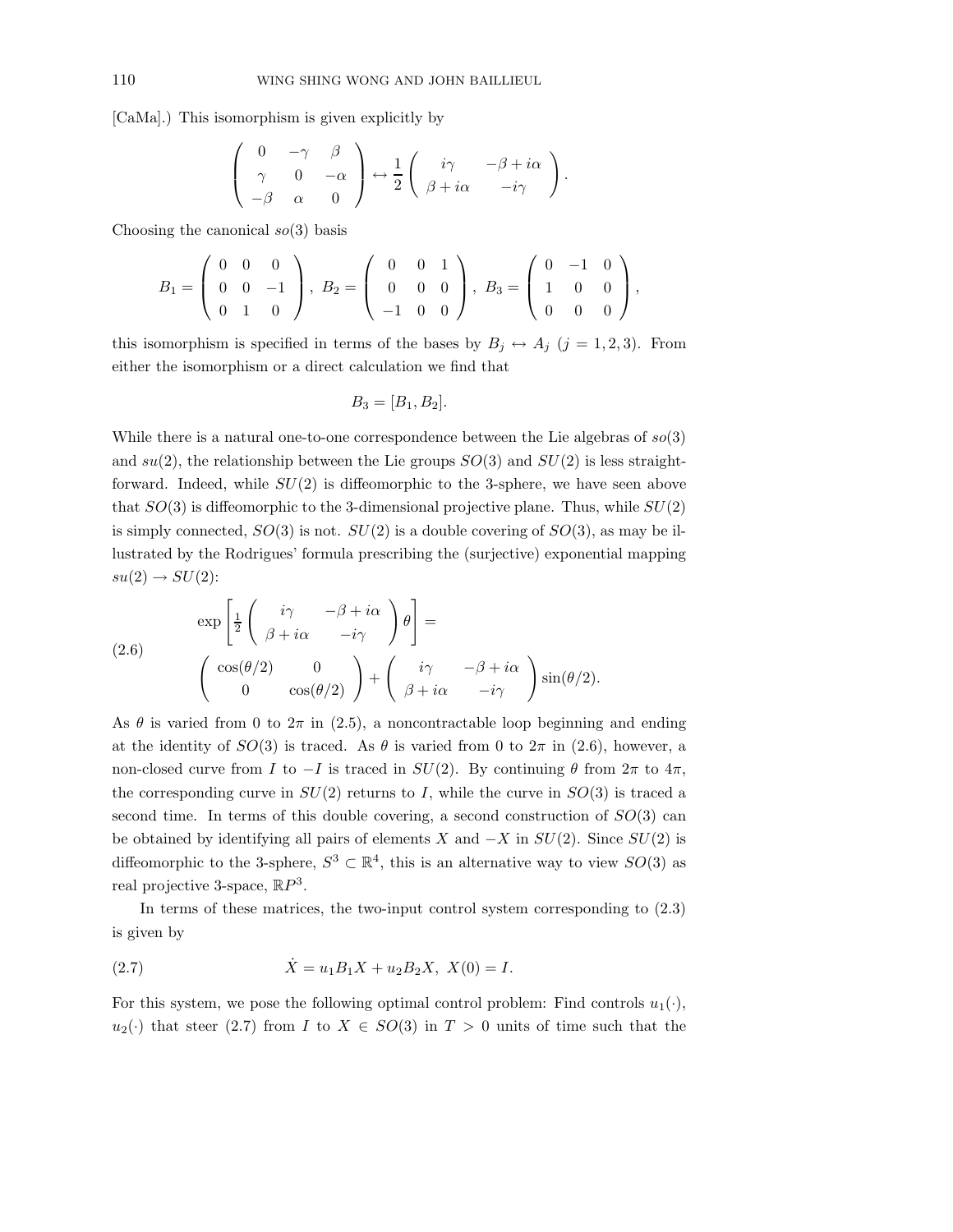[CaMa].) This isomorphism is given explicitly by

$$\begin{pmatrix} 0 & -\gamma & \beta \\ \gamma & 0 & -\alpha \\ -\beta & \alpha & 0 \end{pmatrix} \leftrightarrow \frac{1}{2}\begin{pmatrix} i\gamma & -\beta + i\alpha \\ \beta + i\alpha & -i\gamma \end{pmatrix}.$$

Choosing the canonical $so(3)$ basis

$$B_1 = \begin{pmatrix} 0 & 0 & 0 \\ 0 & 0 & -1 \\ 0 & 1 & 0 \end{pmatrix},\ B_2 = \begin{pmatrix} 0 & 0 & 1 \\ 0 & 0 & 0 \\ -1 & 0 & 0 \end{pmatrix},\ B_3 = \begin{pmatrix} 0 & -1 & 0 \\ 1 & 0 & 0 \\ 0 & 0 & 0 \end{pmatrix},$$

this isomorphism is specified in terms of the bases by $B_j \leftrightarrow A_j$ $(j = 1, 2, 3)$. From either the isomorphism or a direct calculation we find that

$$B_3 = [B_1, B_2].$$

While there is a natural one-to-one correspondence between the Lie algebras of $so(3)$ and $su(2)$, the relationship between the Lie groups $SO(3)$ and $SU(2)$ is less straightforward. Indeed, while $SU(2)$ is diffeomorphic to the 3-sphere, we have seen above that $SO(3)$ is diffeomorphic to the 3-dimensional projective plane. Thus, while $SU(2)$ is simply connected, $SO(3)$ is not. $SU(2)$ is a double covering of $SO(3)$, as may be illustrated by the Rodrigues' formula prescribing the (surjective) exponential mapping $su(2) \to SU(2)$:

$$\exp\left[\tfrac{1}{2}\begin{pmatrix} i\gamma & -\beta + i\alpha \\ \beta + i\alpha & -i\gamma \end{pmatrix}\theta\right] = \begin{pmatrix} \cos(\theta/2) & 0 \\ 0 & \cos(\theta/2) \end{pmatrix} + \begin{pmatrix} i\gamma & -\beta + i\alpha \\ \beta + i\alpha & -i\gamma \end{pmatrix}\sin(\theta/2). \tag{2.6}$$

As $\theta$ is varied from 0 to $2\pi$ in (2.5), a noncontractable loop beginning and ending at the identity of $SO(3)$ is traced. As $\theta$ is varied from 0 to $2\pi$ in (2.6), however, a non-closed curve from $I$ to $-I$ is traced in $SU(2)$. By continuing $\theta$ from $2\pi$ to $4\pi$, the corresponding curve in $SU(2)$ returns to $I$, while the curve in $SO(3)$ is traced a second time. In terms of this double covering, a second construction of $SO(3)$ can be obtained by identifying all pairs of elements $X$ and $-X$ in $SU(2)$. Since $SU(2)$ is diffeomorphic to the 3-sphere, $S^3 \subset \mathbb{R}^4$, this is an alternative way to view $SO(3)$ as real projective 3-space, $\mathbb{R}P^3$.

In terms of these matrices, the two-input control system corresponding to (2.3) is given by

$$\dot{X} = u_1 B_1 X + u_2 B_2 X,\ X(0) = I. \tag{2.7}$$

For this system, we pose the following optimal control problem: Find controls $u_1(\cdot)$, $u_2(\cdot)$ that steer (2.7) from $I$ to $X \in SO(3)$ in $T > 0$ units of time such that the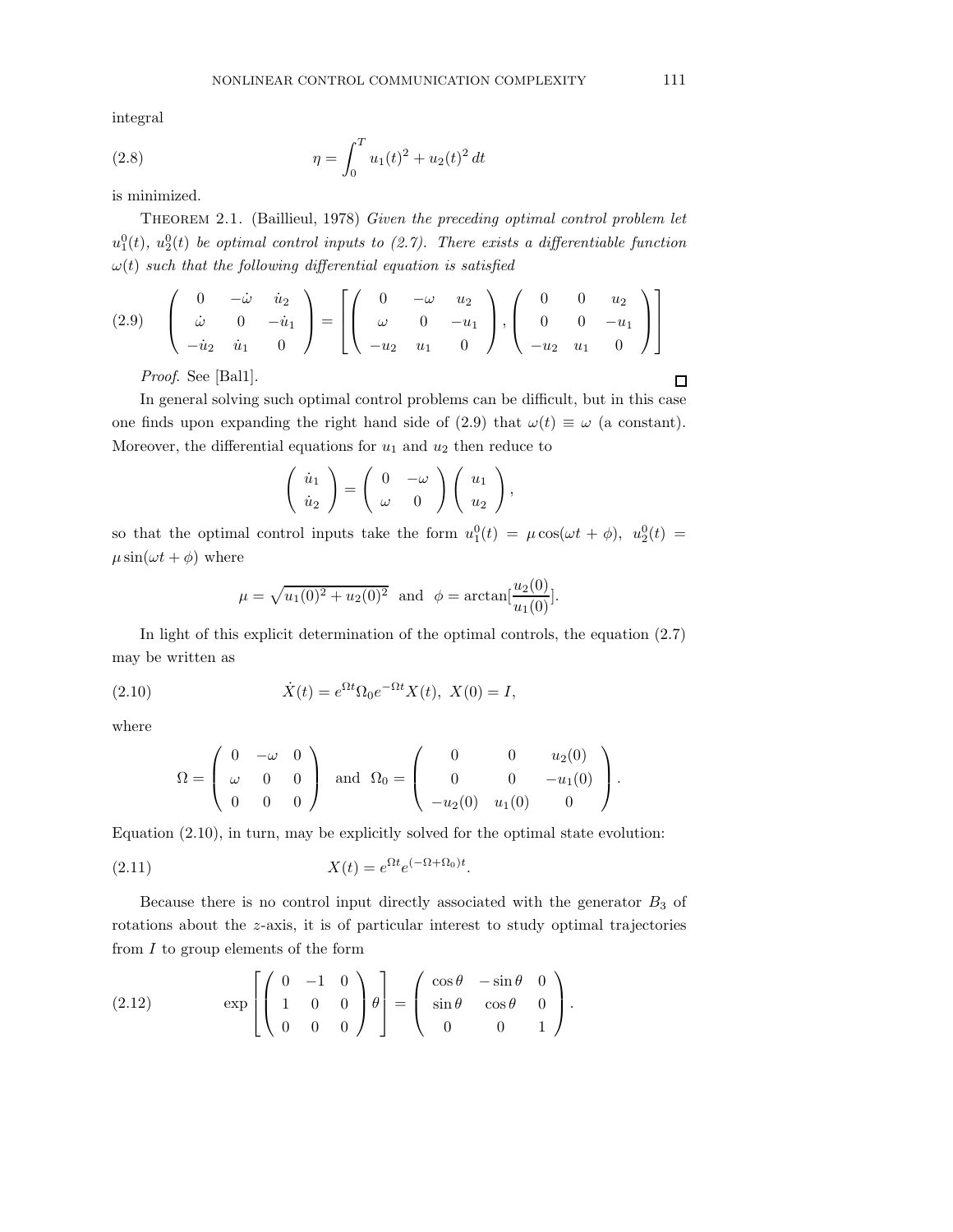integral

$$\eta = \int_0^T u_1(t)^2 + u_2(t)^2 \, dt \tag{2.8}$$

is minimized.

Theorem 2.1. (Baillieul, 1978) *Given the preceding optimal control problem let $u_1^0(t)$, $u_2^0(t)$ be optimal control inputs to (2.7). There exists a differentiable function $\omega(t)$ such that the following differential equation is satisfied*

$$\begin{pmatrix} 0 & -\dot{\omega} & \dot{u}_2 \\ \dot{\omega} & 0 & -\dot{u}_1 \\ -\dot{u}_2 & \dot{u}_1 & 0 \end{pmatrix} = \left[ \begin{pmatrix} 0 & -\omega & u_2 \\ \omega & 0 & -u_1 \\ -u_2 & u_1 & 0 \end{pmatrix}, \begin{pmatrix} 0 & 0 & u_2 \\ 0 & 0 & -u_1 \\ -u_2 & u_1 & 0 \end{pmatrix} \right] \tag{2.9}$$

*Proof.* See [Ba11]. ∎

In general solving such optimal control problems can be difficult, but in this case one finds upon expanding the right hand side of (2.9) that $\omega(t) \equiv \omega$ (a constant). Moreover, the differential equations for $u_1$ and $u_2$ then reduce to

$$\begin{pmatrix} \dot{u}_1 \\ \dot{u}_2 \end{pmatrix} = \begin{pmatrix} 0 & -\omega \\ \omega & 0 \end{pmatrix} \begin{pmatrix} u_1 \\ u_2 \end{pmatrix},$$

so that the optimal control inputs take the form $u_1^0(t) = \mu \cos(\omega t + \phi)$, $u_2^0(t) = \mu \sin(\omega t + \phi)$ where

$$\mu = \sqrt{u_1(0)^2 + u_2(0)^2} \ \text{ and } \ \phi = \arctan[\frac{u_2(0)}{u_1(0)}].$$

In light of this explicit determination of the optimal controls, the equation (2.7) may be written as

$$\dot{X}(t) = e^{\Omega t}\Omega_0 e^{-\Omega t} X(t), \ X(0) = I, \tag{2.10}$$

where

$$\Omega = \begin{pmatrix} 0 & -\omega & 0 \\ \omega & 0 & 0 \\ 0 & 0 & 0 \end{pmatrix} \ \text{ and } \ \Omega_0 = \begin{pmatrix} 0 & 0 & u_2(0) \\ 0 & 0 & -u_1(0) \\ -u_2(0) & u_1(0) & 0 \end{pmatrix}.$$

Equation (2.10), in turn, may be explicitly solved for the optimal state evolution:

$$X(t) = e^{\Omega t} e^{(-\Omega + \Omega_0)t}. \tag{2.11}$$

Because there is no control input directly associated with the generator $B_3$ of rotations about the $z$-axis, it is of particular interest to study optimal trajectories from $I$ to group elements of the form

$$\exp \left[ \begin{pmatrix} 0 & -1 & 0 \\ 1 & 0 & 0 \\ 0 & 0 & 0 \end{pmatrix} \theta \right] = \begin{pmatrix} \cos\theta & -\sin\theta & 0 \\ \sin\theta & \cos\theta & 0 \\ 0 & 0 & 1 \end{pmatrix}. \tag{2.12}$$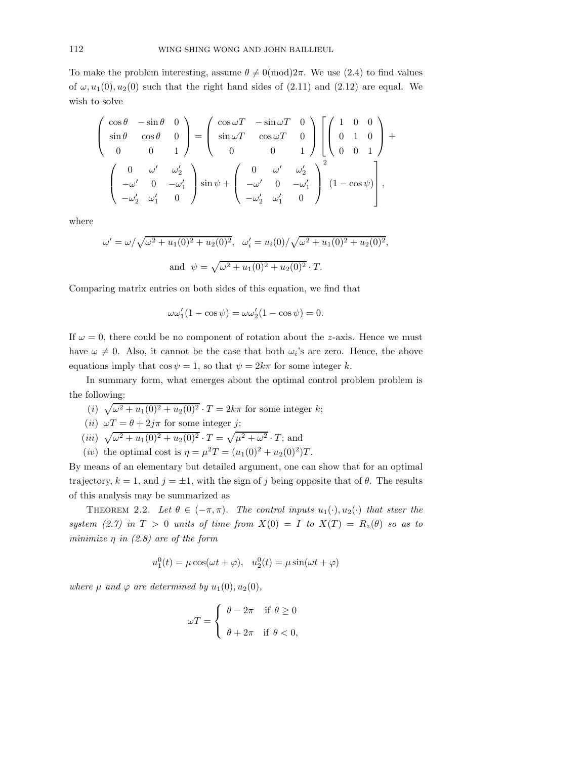To make the problem interesting, assume $\theta \neq 0 (\text{mod}) 2\pi$. We use (2.4) to find values of $\omega, u_1(0), u_2(0)$ such that the right hand sides of (2.11) and (2.12) are equal. We wish to solve

$$\begin{pmatrix} \cos\theta & -\sin\theta & 0 \\ \sin\theta & \cos\theta & 0 \\ 0 & 0 & 1 \end{pmatrix} = \begin{pmatrix} \cos\omega T & -\sin\omega T & 0 \\ \sin\omega T & \cos\omega T & 0 \\ 0 & 0 & 1 \end{pmatrix} \left[ \begin{pmatrix} 1 & 0 & 0 \\ 0 & 1 & 0 \\ 0 & 0 & 1 \end{pmatrix} + \right.$$
$$\left. \begin{pmatrix} 0 & \omega' & \omega_2' \\ -\omega' & 0 & -\omega_1' \\ -\omega_2' & \omega_1' & 0 \end{pmatrix} \sin\psi + \begin{pmatrix} 0 & \omega' & \omega_2' \\ -\omega' & 0 & -\omega_1' \\ -\omega_2' & \omega_1' & 0 \end{pmatrix}^2 (1-\cos\psi) \right],$$

where

$$\omega' = \omega/\sqrt{\omega^2 + u_1(0)^2 + u_2(0)^2}, \quad \omega_i' = u_i(0)/\sqrt{\omega^2 + u_1(0)^2 + u_2(0)^2},$$

$$\text{and} \quad \psi = \sqrt{\omega^2 + u_1(0)^2 + u_2(0)^2} \cdot T.$$

Comparing matrix entries on both sides of this equation, we find that

$$\omega\omega_1'(1-\cos\psi) = \omega\omega_2'(1-\cos\psi) = 0.$$

If $\omega = 0$, there could be no component of rotation about the $z$-axis. Hence we must have $\omega \neq 0$. Also, it cannot be the case that both $\omega_i$'s are zero. Hence, the above equations imply that $\cos\psi = 1$, so that $\psi = 2k\pi$ for some integer $k$.

In summary form, what emerges about the optimal control problem problem is the following:

(*i*) $\sqrt{\omega^2 + u_1(0)^2 + u_2(0)^2} \cdot T = 2k\pi$ for some integer $k$;

(*ii*) $\omega T = \theta + 2j\pi$ for some integer $j$;

(*iii*) $\sqrt{\omega^2 + u_1(0)^2 + u_2(0)^2} \cdot T = \sqrt{\mu^2 + \omega^2} \cdot T$; and

(*iv*) the optimal cost is $\eta = \mu^2 T = (u_1(0)^2 + u_2(0)^2)T$.

By means of an elementary but detailed argument, one can show that for an optimal trajectory, $k = 1$, and $j = \pm 1$, with the sign of $j$ being opposite that of $\theta$. The results of this analysis may be summarized as

THEOREM 2.2. *Let $\theta \in (-\pi, \pi)$. The control inputs $u_1(\cdot), u_2(\cdot)$ that steer the system (2.7) in $T > 0$ units of time from $X(0) = I$ to $X(T) = R_z(\theta)$ so as to minimize $\eta$ in (2.8) are of the form*

$$u_1^0(t) = \mu\cos(\omega t + \varphi), \quad u_2^0(t) = \mu\sin(\omega t + \varphi)$$

*where $\mu$ and $\varphi$ are determined by $u_1(0), u_2(0)$,*

$$\omega T = \begin{cases} \theta - 2\pi & \text{if } \theta \geq 0 \\ \theta + 2\pi & \text{if } \theta < 0, \end{cases}$$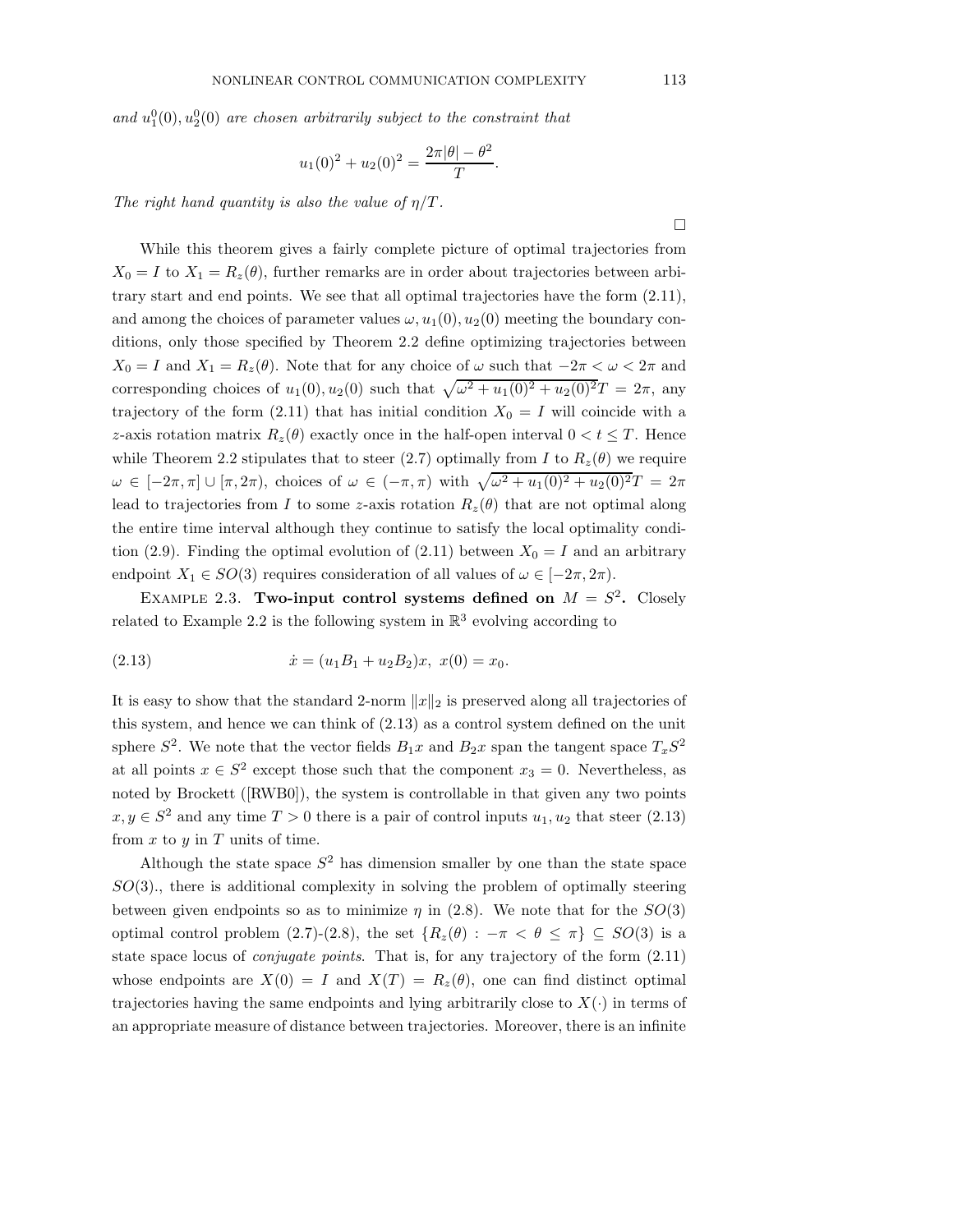*and $u_1^0(0), u_2^0(0)$ are chosen arbitrarily subject to the constraint that*

$$u_1(0)^2 + u_2(0)^2 = \frac{2\pi|\theta| - \theta^2}{T}.$$

*The right hand quantity is also the value of $\eta/T$.*

□

While this theorem gives a fairly complete picture of optimal trajectories from $X_0 = I$ to $X_1 = R_z(\theta)$, further remarks are in order about trajectories between arbitrary start and end points. We see that all optimal trajectories have the form (2.11), and among the choices of parameter values $\omega, u_1(0), u_2(0)$ meeting the boundary conditions, only those specified by Theorem 2.2 define optimizing trajectories between $X_0 = I$ and $X_1 = R_z(\theta)$. Note that for any choice of $\omega$ such that $-2\pi < \omega < 2\pi$ and corresponding choices of $u_1(0), u_2(0)$ such that $\sqrt{\omega^2 + u_1(0)^2 + u_2(0)^2}T = 2\pi$, any trajectory of the form (2.11) that has initial condition $X_0 = I$ will coincide with a $z$-axis rotation matrix $R_z(\theta)$ exactly once in the half-open interval $0 < t \leq T$. Hence while Theorem 2.2 stipulates that to steer (2.7) optimally from $I$ to $R_z(\theta)$ we require $\omega \in [-2\pi, \pi] \cup [\pi, 2\pi)$, choices of $\omega \in (-\pi, \pi)$ with $\sqrt{\omega^2 + u_1(0)^2 + u_2(0)^2}T = 2\pi$ lead to trajectories from $I$ to some $z$-axis rotation $R_z(\theta)$ that are not optimal along the entire time interval although they continue to satisfy the local optimality condition (2.9). Finding the optimal evolution of (2.11) between $X_0 = I$ and an arbitrary endpoint $X_1 \in SO(3)$ requires consideration of all values of $\omega \in [-2\pi, 2\pi)$.

Example 2.3. **Two-input control systems defined on $M = S^2$.** Closely related to Example 2.2 is the following system in $\mathbb{R}^3$ evolving according to

$$\dot{x} = (u_1 B_1 + u_2 B_2)x, \; x(0) = x_0. \tag{2.13}$$

It is easy to show that the standard 2-norm $\|x\|_2$ is preserved along all trajectories of this system, and hence we can think of (2.13) as a control system defined on the unit sphere $S^2$. We note that the vector fields $B_1 x$ and $B_2 x$ span the tangent space $T_x S^2$ at all points $x \in S^2$ except those such that the component $x_3 = 0$. Nevertheless, as noted by Brockett ([RWB0]), the system is controllable in that given any two points $x, y \in S^2$ and any time $T > 0$ there is a pair of control inputs $u_1, u_2$ that steer (2.13) from $x$ to $y$ in $T$ units of time.

Although the state space $S^2$ has dimension smaller by one than the state space $SO(3)$., there is additional complexity in solving the problem of optimally steering between given endpoints so as to minimize $\eta$ in (2.8). We note that for the $SO(3)$ optimal control problem (2.7)-(2.8), the set $\{R_z(\theta) : -\pi < \theta \leq \pi\} \subseteq SO(3)$ is a state space locus of *conjugate points*. That is, for any trajectory of the form (2.11) whose endpoints are $X(0) = I$ and $X(T) = R_z(\theta)$, one can find distinct optimal trajectories having the same endpoints and lying arbitrarily close to $X(\cdot)$ in terms of an appropriate measure of distance between trajectories. Moreover, there is an infinite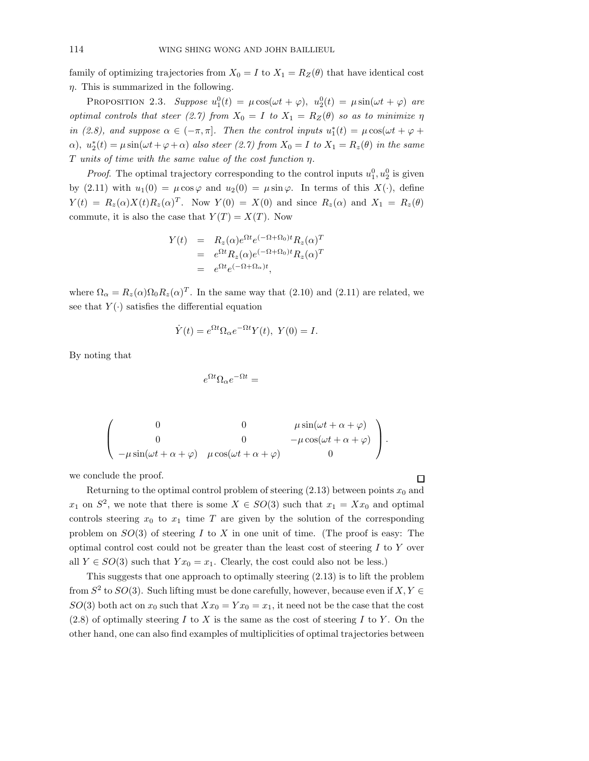family of optimizing trajectories from $X_0 = I$ to $X_1 = R_Z(\theta)$ that have identical cost $\eta$. This is summarized in the following.

PROPOSITION 2.3. *Suppose $u_1^0(t) = \mu\cos(\omega t + \varphi)$, $u_2^0(t) = \mu\sin(\omega t + \varphi)$ are optimal controls that steer (2.7) from $X_0 = I$ to $X_1 = R_Z(\theta)$ so as to minimize $\eta$ in (2.8), and suppose $\alpha \in (-\pi, \pi]$. Then the control inputs $u_1^*(t) = \mu\cos(\omega t + \varphi + \alpha)$, $u_2^*(t) = \mu\sin(\omega t + \varphi + \alpha)$ also steer (2.7) from $X_0 = I$ to $X_1 = R_z(\theta)$ in the same $T$ units of time with the same value of the cost function $\eta$.*

*Proof.* The optimal trajectory corresponding to the control inputs $u_1^0, u_2^0$ is given by (2.11) with $u_1(0) = \mu\cos\varphi$ and $u_2(0) = \mu\sin\varphi$. In terms of this $X(\cdot)$, define $Y(t) = R_z(\alpha)X(t)R_z(\alpha)^T$. Now $Y(0) = X(0)$ and since $R_z(\alpha)$ and $X_1 = R_z(\theta)$ commute, it is also the case that $Y(T) = X(T)$. Now

$$
\begin{aligned}
Y(t) &= R_z(\alpha)e^{\Omega t}e^{(-\Omega+\Omega_0)t}R_z(\alpha)^T \\
&= e^{\Omega t}R_z(\alpha)e^{(-\Omega+\Omega_0)t}R_z(\alpha)^T \\
&= e^{\Omega t}e^{(-\Omega+\Omega_\alpha)t},
\end{aligned}
$$

where $\Omega_\alpha = R_z(\alpha)\Omega_0 R_z(\alpha)^T$. In the same way that (2.10) and (2.11) are related, we see that $Y(\cdot)$ satisfies the differential equation

$$
\dot{Y}(t) = e^{\Omega t}\Omega_\alpha e^{-\Omega t}Y(t), \; Y(0) = I.
$$

By noting that

$$
e^{\Omega t}\Omega_\alpha e^{-\Omega t} =
$$

$$
\begin{pmatrix}
0 & 0 & \mu\sin(\omega t + \alpha + \varphi) \\
0 & 0 & -\mu\cos(\omega t + \alpha + \varphi) \\
-\mu\sin(\omega t + \alpha + \varphi) & \mu\cos(\omega t + \alpha + \varphi) & 0
\end{pmatrix}.
$$

we conclude the proof. $\square$

Returning to the optimal control problem of steering (2.13) between points $x_0$ and $x_1$ on $S^2$, we note that there is some $X \in SO(3)$ such that $x_1 = Xx_0$ and optimal controls steering $x_0$ to $x_1$ time $T$ are given by the solution of the corresponding problem on $SO(3)$ of steering $I$ to $X$ in one unit of time. (The proof is easy: The optimal control cost could not be greater than the least cost of steering $I$ to $Y$ over all $Y \in SO(3)$ such that $Yx_0 = x_1$. Clearly, the cost could also not be less.)

This suggests that one approach to optimally steering (2.13) is to lift the problem from $S^2$ to $SO(3)$. Such lifting must be done carefully, however, because even if $X, Y \in SO(3)$ both act on $x_0$ such that $Xx_0 = Yx_0 = x_1$, it need not be the case that the cost (2.8) of optimally steering $I$ to $X$ is the same as the cost of steering $I$ to $Y$. On the other hand, one can also find examples of multiplicities of optimal trajectories between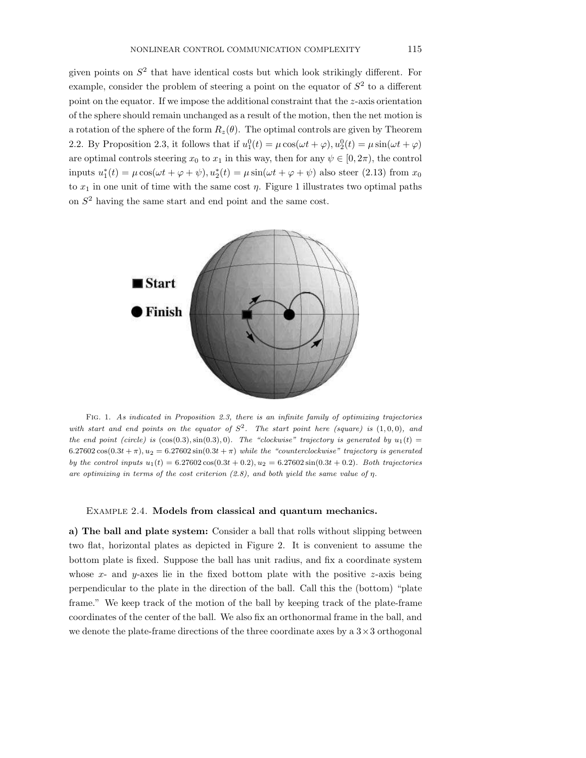given points on $S^2$ that have identical costs but which look strikingly different. For example, consider the problem of steering a point on the equator of $S^2$ to a different point on the equator. If we impose the additional constraint that the $z$-axis orientation of the sphere should remain unchanged as a result of the motion, then the net motion is a rotation of the sphere of the form $R_z(\theta)$. The optimal controls are given by Theorem 2.2. By Proposition 2.3, it follows that if $u_1^0(t) = \mu\cos(\omega t + \varphi), u_2^0(t) = \mu\sin(\omega t + \varphi)$ are optimal controls steering $x_0$ to $x_1$ in this way, then for any $\psi \in [0, 2\pi)$, the control inputs $u_1^*(t) = \mu\cos(\omega t + \varphi + \psi), u_2^*(t) = \mu\sin(\omega t + \varphi + \psi)$ also steer (2.13) from $x_0$ to $x_1$ in one unit of time with the same cost $\eta$. Figure 1 illustrates two optimal paths on $S^2$ having the same start and end point and the same cost.

Fig. 1. *As indicated in Proposition 2.3, there is an infinite family of optimizing trajectories with start and end points on the equator of $S^2$. The start point here (square) is $(1, 0, 0)$, and the end point (circle) is $(\cos(0.3), \sin(0.3), 0)$. The "clockwise" trajectory is generated by $u_1(t) = 6.27602\cos(0.3t + \pi), u_2 = 6.27602\sin(0.3t + \pi)$ while the "counterclockwise" trajectory is generated by the control inputs $u_1(t) = 6.27602\cos(0.3t + 0.2), u_2 = 6.27602\sin(0.3t + 0.2)$. Both trajectories are optimizing in terms of the cost criterion (2.8), and both yield the same value of $\eta$.*

Example 2.4. **Models from classical and quantum mechanics.**

**a) The ball and plate system:** Consider a ball that rolls without slipping between two flat, horizontal plates as depicted in Figure 2. It is convenient to assume the bottom plate is fixed. Suppose the ball has unit radius, and fix a coordinate system whose $x$- and $y$-axes lie in the fixed bottom plate with the positive $z$-axis being perpendicular to the plate in the direction of the ball. Call this the (bottom) "plate frame." We keep track of the motion of the ball by keeping track of the plate-frame coordinates of the center of the ball. We also fix an orthonormal frame in the ball, and we denote the plate-frame directions of the three coordinate axes by a $3 \times 3$ orthogonal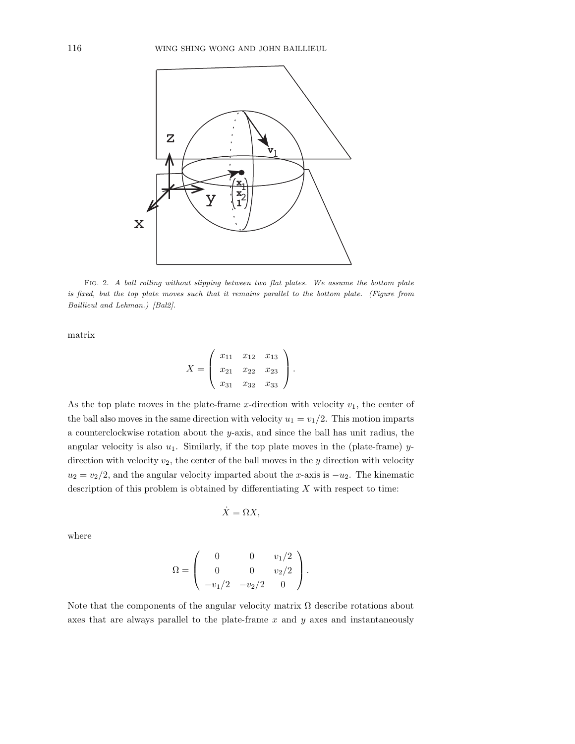FIG. 2. *A ball rolling without slipping between two flat plates. We assume the bottom plate is fixed, but the top plate moves such that it remains parallel to the bottom plate. (Figure from Baillieul and Lehman.) [Bal2].*

matrix

$$X = \begin{pmatrix} x_{11} & x_{12} & x_{13} \\ x_{21} & x_{22} & x_{23} \\ x_{31} & x_{32} & x_{33} \end{pmatrix}.$$

As the top plate moves in the plate-frame $x$-direction with velocity $v_1$, the center of the ball also moves in the same direction with velocity $u_1 = v_1/2$. This motion imparts a counterclockwise rotation about the $y$-axis, and since the ball has unit radius, the angular velocity is also $u_1$. Similarly, if the top plate moves in the (plate-frame) $y$-direction with velocity $v_2$, the center of the ball moves in the $y$ direction with velocity $u_2 = v_2/2$, and the angular velocity imparted about the $x$-axis is $-u_2$. The kinematic description of this problem is obtained by differentiating $X$ with respect to time:

$$\dot{X} = \Omega X,$$

where

$$\Omega = \begin{pmatrix} 0 & 0 & v_1/2 \\ 0 & 0 & v_2/2 \\ -v_1/2 & -v_2/2 & 0 \end{pmatrix}.$$

Note that the components of the angular velocity matrix $\Omega$ describe rotations about axes that are always parallel to the plate-frame $x$ and $y$ axes and instantaneously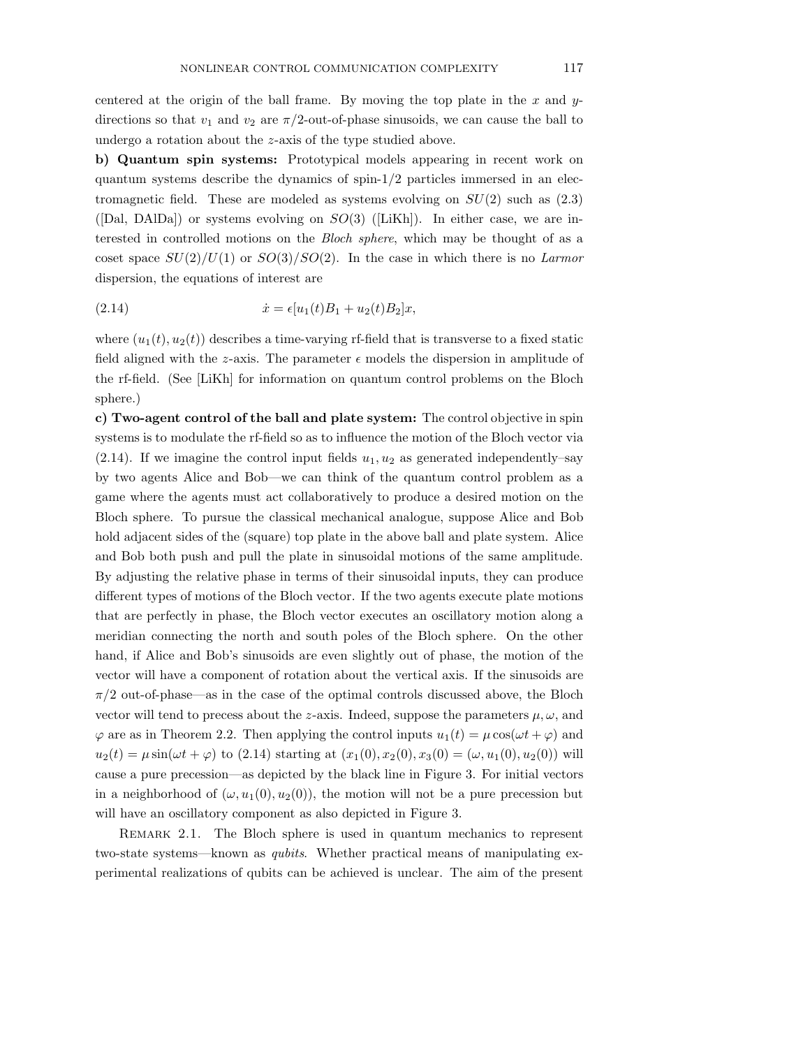centered at the origin of the ball frame. By moving the top plate in the $x$ and $y$-directions so that $v_1$ and $v_2$ are $\pi/2$-out-of-phase sinusoids, we can cause the ball to undergo a rotation about the $z$-axis of the type studied above.

**b) Quantum spin systems:** Prototypical models appearing in recent work on quantum systems describe the dynamics of spin-1/2 particles immersed in an electromagnetic field. These are modeled as systems evolving on $SU(2)$ such as (2.3) ([Dal, DAlDa]) or systems evolving on $SO(3)$ ([LiKh]). In either case, we are interested in controlled motions on the *Bloch sphere*, which may be thought of as a coset space $SU(2)/U(1)$ or $SO(3)/SO(2)$. In the case in which there is no *Larmor* dispersion, the equations of interest are

$$\dot{x} = \epsilon[u_1(t)B_1 + u_2(t)B_2]x, \tag{2.14}$$

where $(u_1(t), u_2(t))$ describes a time-varying rf-field that is transverse to a fixed static field aligned with the $z$-axis. The parameter $\epsilon$ models the dispersion in amplitude of the rf-field. (See [LiKh] for information on quantum control problems on the Bloch sphere.)

**c) Two-agent control of the ball and plate system:** The control objective in spin systems is to modulate the rf-field so as to influence the motion of the Bloch vector via (2.14). If we imagine the control input fields $u_1, u_2$ as generated independently–say by two agents Alice and Bob—we can think of the quantum control problem as a game where the agents must act collaboratively to produce a desired motion on the Bloch sphere. To pursue the classical mechanical analogue, suppose Alice and Bob hold adjacent sides of the (square) top plate in the above ball and plate system. Alice and Bob both push and pull the plate in sinusoidal motions of the same amplitude. By adjusting the relative phase in terms of their sinusoidal inputs, they can produce different types of motions of the Bloch vector. If the two agents execute plate motions that are perfectly in phase, the Bloch vector executes an oscillatory motion along a meridian connecting the north and south poles of the Bloch sphere. On the other hand, if Alice and Bob's sinusoids are even slightly out of phase, the motion of the vector will have a component of rotation about the vertical axis. If the sinusoids are $\pi/2$ out-of-phase—as in the case of the optimal controls discussed above, the Bloch vector will tend to precess about the $z$-axis. Indeed, suppose the parameters $\mu, \omega$, and $\varphi$ are as in Theorem 2.2. Then applying the control inputs $u_1(t) = \mu\cos(\omega t + \varphi)$ and $u_2(t) = \mu\sin(\omega t + \varphi)$ to (2.14) starting at $(x_1(0), x_2(0), x_3(0) = (\omega, u_1(0), u_2(0))$ will cause a pure precession—as depicted by the black line in Figure 3. For initial vectors in a neighborhood of $(\omega, u_1(0), u_2(0))$, the motion will not be a pure precession but will have an oscillatory component as also depicted in Figure 3.

Remark 2.1. The Bloch sphere is used in quantum mechanics to represent two-state systems—known as *qubits*. Whether practical means of manipulating experimental realizations of qubits can be achieved is unclear. The aim of the present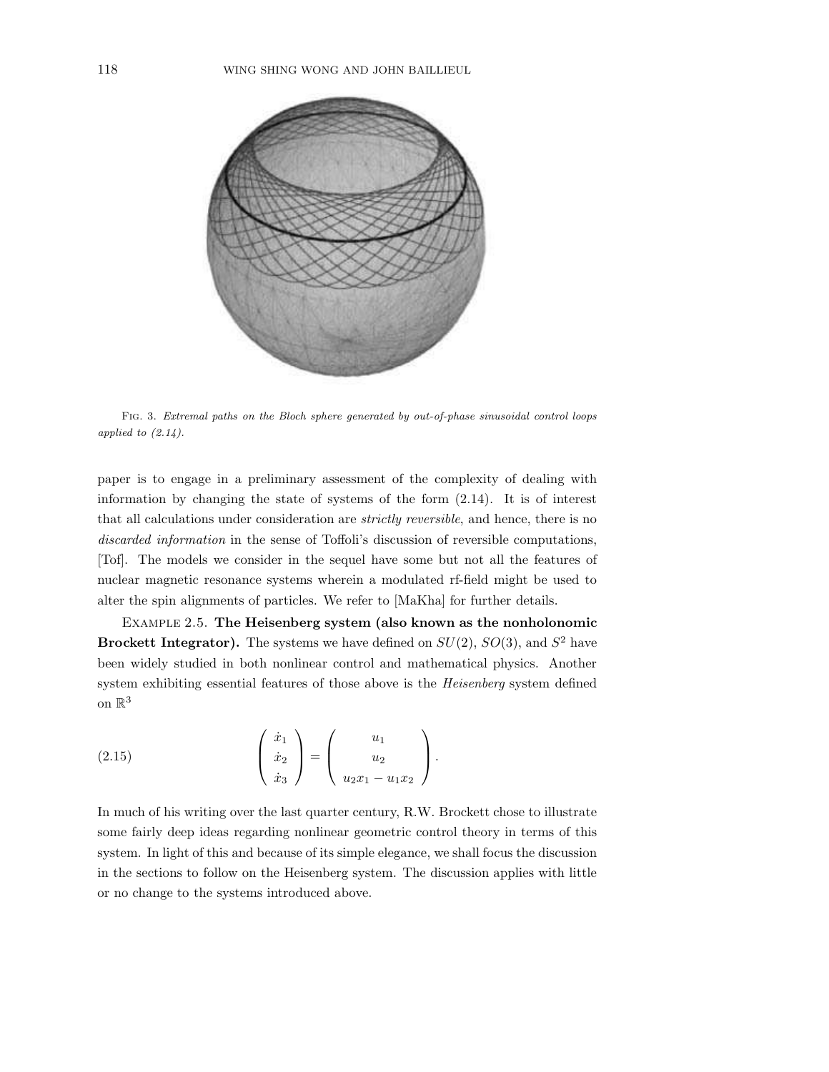Fig. 3. *Extremal paths on the Bloch sphere generated by out-of-phase sinusoidal control loops applied to (2.14).*

paper is to engage in a preliminary assessment of the complexity of dealing with information by changing the state of systems of the form (2.14). It is of interest that all calculations under consideration are *strictly reversible*, and hence, there is no *discarded information* in the sense of Toffoli's discussion of reversible computations, [Tof]. The models we consider in the sequel have some but not all the features of nuclear magnetic resonance systems wherein a modulated rf-field might be used to alter the spin alignments of particles. We refer to [MaKha] for further details.

Example 2.5. **The Heisenberg system (also known as the nonholonomic Brockett Integrator).** The systems we have defined on $SU(2)$, $SO(3)$, and $S^2$ have been widely studied in both nonlinear control and mathematical physics. Another system exhibiting essential features of those above is the *Heisenberg* system defined on $\mathbb{R}^3$

$$\begin{pmatrix} \dot{x}_1 \\ \dot{x}_2 \\ \dot{x}_3 \end{pmatrix} = \begin{pmatrix} u_1 \\ u_2 \\ u_2 x_1 - u_1 x_2 \end{pmatrix}. \tag{2.15}$$

In much of his writing over the last quarter century, R.W. Brockett chose to illustrate some fairly deep ideas regarding nonlinear geometric control theory in terms of this system. In light of this and because of its simple elegance, we shall focus the discussion in the sections to follow on the Heisenberg system. The discussion applies with little or no change to the systems introduced above.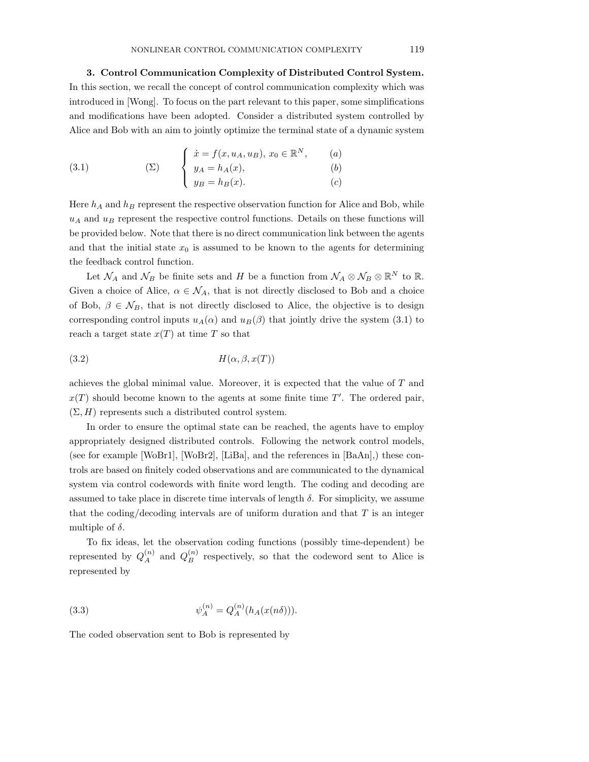**3. Control Communication Complexity of Distributed Control System.** In this section, we recall the concept of control communication complexity which was introduced in [Wong]. To focus on the part relevant to this paper, some simplifications and modifications have been adopted. Consider a distributed system controlled by Alice and Bob with an aim to jointly optimize the terminal state of a dynamic system

$$
(\Sigma) \qquad \begin{cases} \dot{x} = f(x, u_A, u_B),\ x_0 \in \mathbb{R}^N, & (a) \\ y_A = h_A(x), & (b) \\ y_B = h_B(x). & (c) \end{cases} \tag{3.1}
$$

Here $h_A$ and $h_B$ represent the respective observation function for Alice and Bob, while $u_A$ and $u_B$ represent the respective control functions. Details on these functions will be provided below. Note that there is no direct communication link between the agents and that the initial state $x_0$ is assumed to be known to the agents for determining the feedback control function.

Let $\mathcal{N}_A$ and $\mathcal{N}_B$ be finite sets and $H$ be a function from $\mathcal{N}_A \otimes \mathcal{N}_B \otimes \mathbb{R}^N$ to $\mathbb{R}$. Given a choice of Alice, $\alpha \in \mathcal{N}_A$, that is not directly disclosed to Bob and a choice of Bob, $\beta \in \mathcal{N}_B$, that is not directly disclosed to Alice, the objective is to design corresponding control inputs $u_A(\alpha)$ and $u_B(\beta)$ that jointly drive the system (3.1) to reach a target state $x(T)$ at time $T$ so that

$$
H(\alpha, \beta, x(T)) \tag{3.2}
$$

achieves the global minimal value. Moreover, it is expected that the value of $T$ and $x(T)$ should become known to the agents at some finite time $T'$. The ordered pair, $(\Sigma, H)$ represents such a distributed control system.

In order to ensure the optimal state can be reached, the agents have to employ appropriately designed distributed controls. Following the network control models, (see for example [WoBr1], [WoBr2], [LiBa], and the references in [BaAn],) these controls are based on finitely coded observations and are communicated to the dynamical system via control codewords with finite word length. The coding and decoding are assumed to take place in discrete time intervals of length $\delta$. For simplicity, we assume that the coding/decoding intervals are of uniform duration and that $T$ is an integer multiple of $\delta$.

To fix ideas, let the observation coding functions (possibly time-dependent) be represented by $Q_A^{(n)}$ and $Q_B^{(n)}$ respectively, so that the codeword sent to Alice is represented by

$$
\psi_A^{(n)} = Q_A^{(n)}(h_A(x(n\delta))). \tag{3.3}
$$

The coded observation sent to Bob is represented by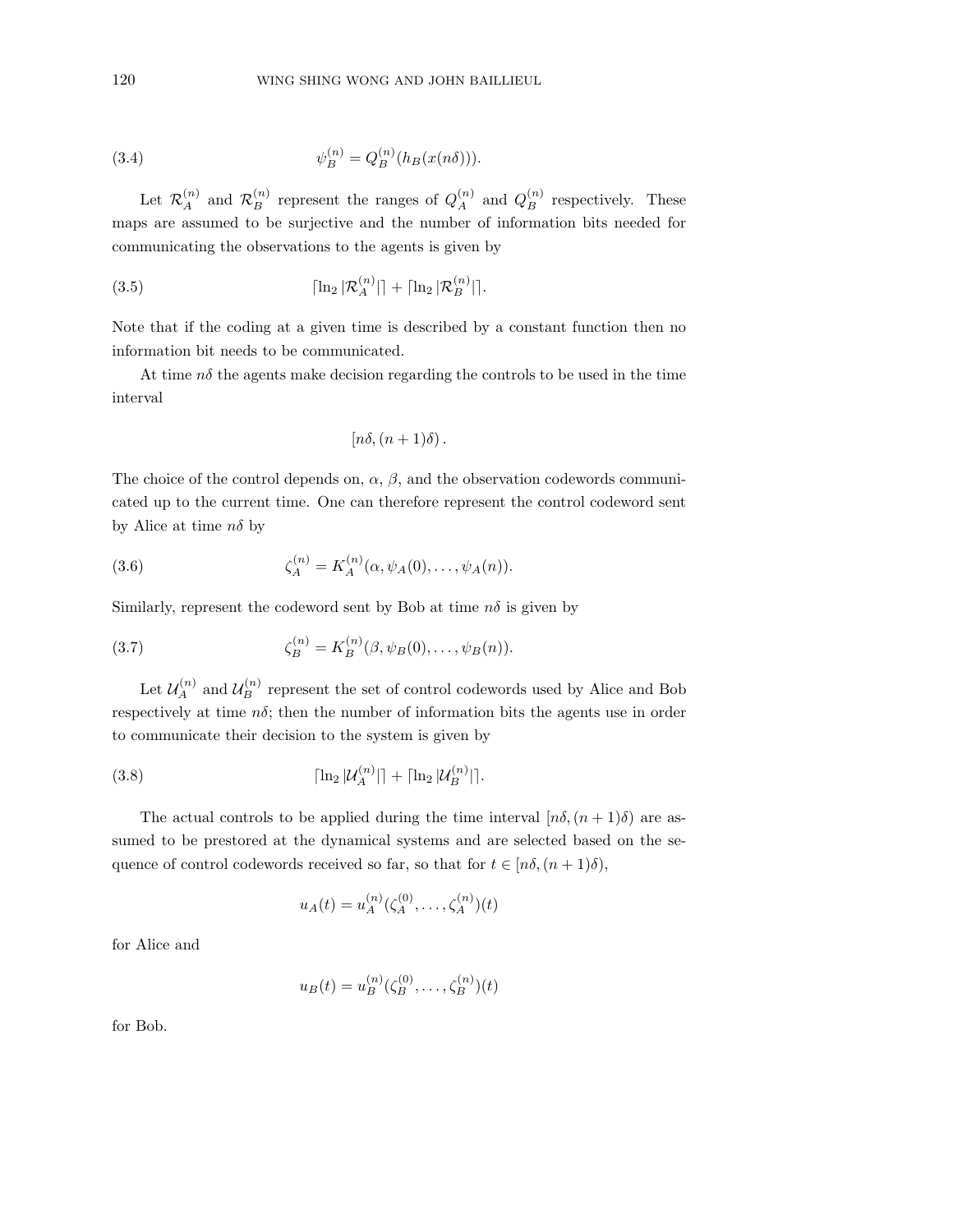$$\psi_B^{(n)} = Q_B^{(n)}(h_B(x(n\delta))). \tag{3.4}$$

Let $\mathcal{R}_A^{(n)}$ and $\mathcal{R}_B^{(n)}$ represent the ranges of $Q_A^{(n)}$ and $Q_B^{(n)}$ respectively. These maps are assumed to be surjective and the number of information bits needed for communicating the observations to the agents is given by

$$\lceil \ln_2 |\mathcal{R}_A^{(n)}| \rceil + \lceil \ln_2 |\mathcal{R}_B^{(n)}| \rceil. \tag{3.5}$$

Note that if the coding at a given time is described by a constant function then no information bit needs to be communicated.

At time $n\delta$ the agents make decision regarding the controls to be used in the time interval

$$[n\delta, (n+1)\delta).$$

The choice of the control depends on, $\alpha$, $\beta$, and the observation codewords communicated up to the current time. One can therefore represent the control codeword sent by Alice at time $n\delta$ by

$$\zeta_A^{(n)} = K_A^{(n)}(\alpha, \psi_A(0), \ldots, \psi_A(n)). \tag{3.6}$$

Similarly, represent the codeword sent by Bob at time $n\delta$ is given by

$$\zeta_B^{(n)} = K_B^{(n)}(\beta, \psi_B(0), \ldots, \psi_B(n)). \tag{3.7}$$

Let $\mathcal{U}_A^{(n)}$ and $\mathcal{U}_B^{(n)}$ represent the set of control codewords used by Alice and Bob respectively at time $n\delta$; then the number of information bits the agents use in order to communicate their decision to the system is given by

$$\lceil \ln_2 |\mathcal{U}_A^{(n)}| \rceil + \lceil \ln_2 |\mathcal{U}_B^{(n)}| \rceil. \tag{3.8}$$

The actual controls to be applied during the time interval $[n\delta, (n+1)\delta)$ are assumed to be prestored at the dynamical systems and are selected based on the sequence of control codewords received so far, so that for $t \in [n\delta, (n+1)\delta)$,

$$u_A(t) = u_A^{(n)}(\zeta_A^{(0)}, \ldots, \zeta_A^{(n)})(t)$$

for Alice and

$$u_B(t) = u_B^{(n)}(\zeta_B^{(0)}, \ldots, \zeta_B^{(n)})(t)$$

for Bob.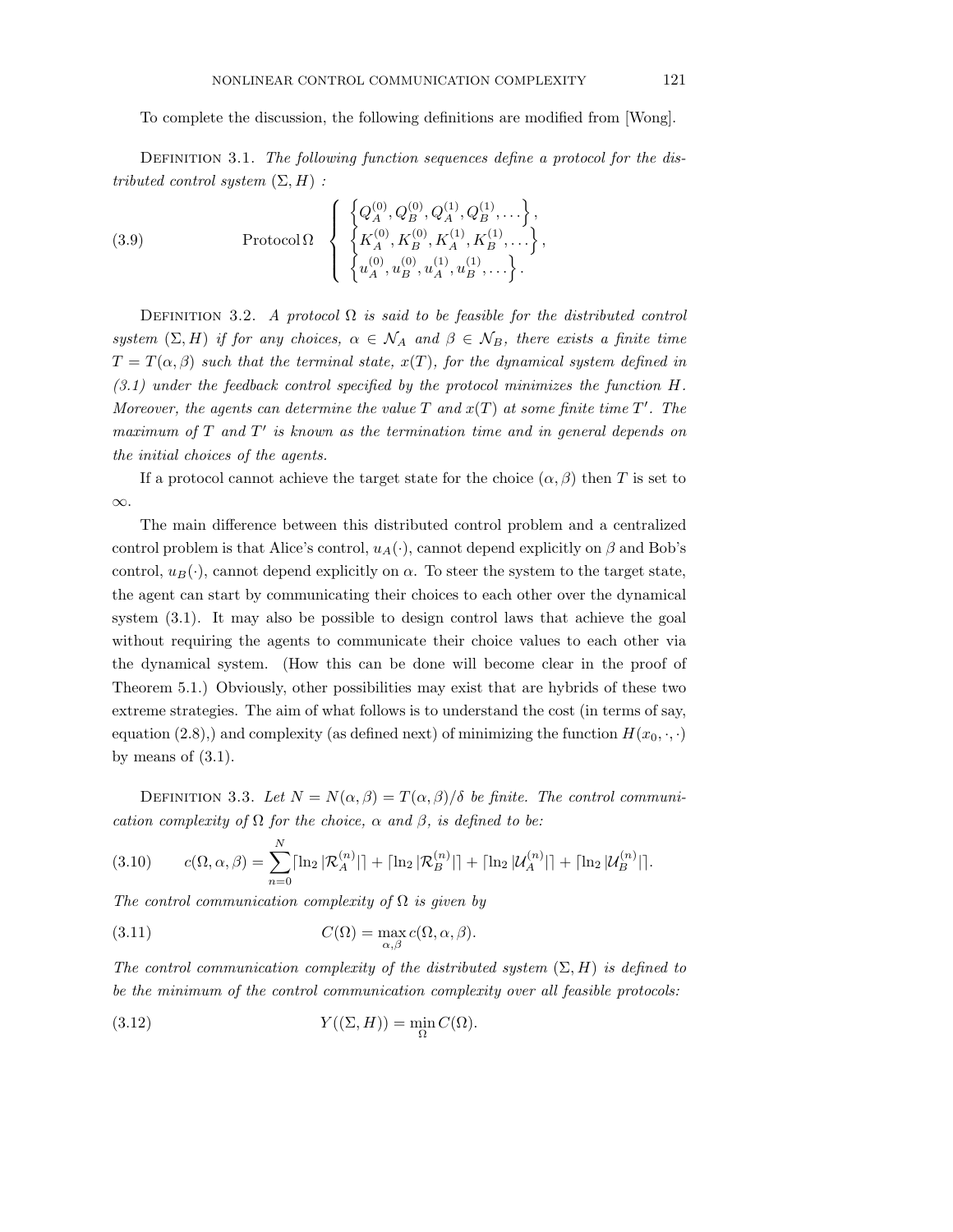To complete the discussion, the following definitions are modified from [Wong].

Definition 3.1. *The following function sequences define a protocol for the distributed control system* $(\Sigma, H)$ *:*

$$
\text{Protocol}\,\Omega \quad \left\{ \begin{array}{l} \left\{Q_A^{(0)}, Q_B^{(0)}, Q_A^{(1)}, Q_B^{(1)}, \dots\right\}, \\ \left\{K_A^{(0)}, K_B^{(0)}, K_A^{(1)}, K_B^{(1)}, \dots\right\}, \\ \left\{u_A^{(0)}, u_B^{(0)}, u_A^{(1)}, u_B^{(1)}, \dots\right\}. \end{array} \right. \tag{3.9}
$$

Definition 3.2. *A protocol* $\Omega$ *is said to be feasible for the distributed control system* $(\Sigma, H)$ *if for any choices,* $\alpha \in \mathcal{N}_A$ *and* $\beta \in \mathcal{N}_B$*, there exists a finite time* $T = T(\alpha, \beta)$ *such that the terminal state,* $x(T)$*, for the dynamical system defined in (3.1) under the feedback control specified by the protocol minimizes the function* $H$*. Moreover, the agents can determine the value* $T$ *and* $x(T)$ *at some finite time* $T'$*. The maximum of* $T$ *and* $T'$ *is known as the termination time and in general depends on the initial choices of the agents.*

If a protocol cannot achieve the target state for the choice $(\alpha, \beta)$ then $T$ is set to $\infty$.

The main difference between this distributed control problem and a centralized control problem is that Alice's control, $u_A(\cdot)$, cannot depend explicitly on $\beta$ and Bob's control, $u_B(\cdot)$, cannot depend explicitly on $\alpha$. To steer the system to the target state, the agent can start by communicating their choices to each other over the dynamical system (3.1). It may also be possible to design control laws that achieve the goal without requiring the agents to communicate their choice values to each other via the dynamical system. (How this can be done will become clear in the proof of Theorem 5.1.) Obviously, other possibilities may exist that are hybrids of these two extreme strategies. The aim of what follows is to understand the cost (in terms of say, equation (2.8),) and complexity (as defined next) of minimizing the function $H(x_0, \cdot, \cdot)$ by means of (3.1).

Definition 3.3. *Let* $N = N(\alpha, \beta) = T(\alpha, \beta)/\delta$ *be finite. The control communication complexity of* $\Omega$ *for the choice,* $\alpha$ *and* $\beta$*, is defined to be:*

$$
c(\Omega, \alpha, \beta) = \sum_{n=0}^{N} \lceil \ln_2 |\mathcal{R}_A^{(n)}| \rceil + \lceil \ln_2 |\mathcal{R}_B^{(n)}| \rceil + \lceil \ln_2 |\mathcal{U}_A^{(n)}| \rceil + \lceil \ln_2 |\mathcal{U}_B^{(n)}| \rceil. \tag{3.10}
$$

*The control communication complexity of* $\Omega$ *is given by*

$$
C(\Omega) = \max_{\alpha, \beta} c(\Omega, \alpha, \beta). \tag{3.11}
$$

*The control communication complexity of the distributed system* $(\Sigma, H)$ *is defined to be the minimum of the control communication complexity over all feasible protocols:*

$$
Y((\Sigma, H)) = \min_{\Omega} C(\Omega). \tag{3.12}
$$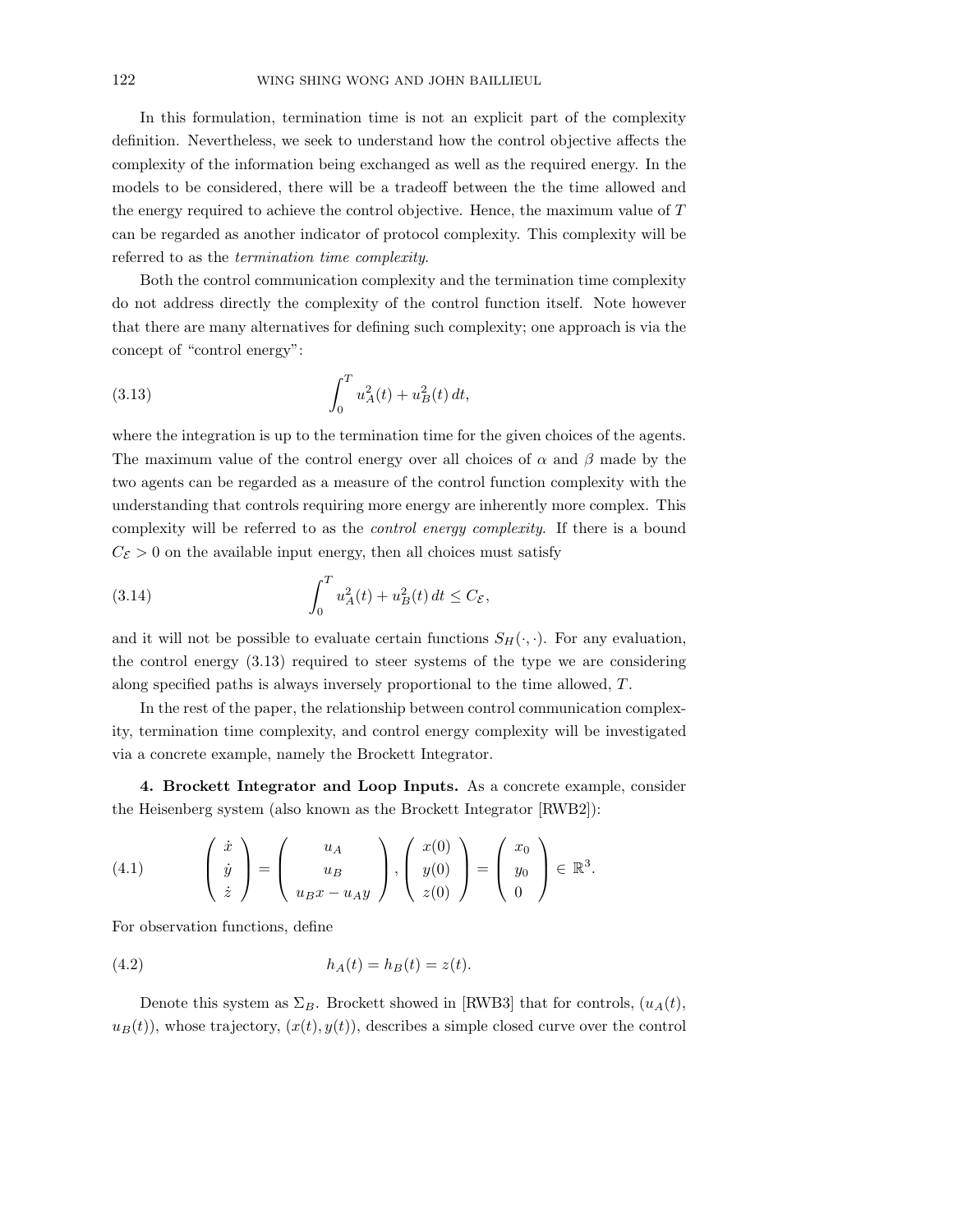In this formulation, termination time is not an explicit part of the complexity definition. Nevertheless, we seek to understand how the control objective affects the complexity of the information being exchanged as well as the required energy. In the models to be considered, there will be a tradeoff between the the time allowed and the energy required to achieve the control objective. Hence, the maximum value of $T$ can be regarded as another indicator of protocol complexity. This complexity will be referred to as the *termination time complexity*.

Both the control communication complexity and the termination time complexity do not address directly the complexity of the control function itself. Note however that there are many alternatives for defining such complexity; one approach is via the concept of "control energy":

$$\int_0^T u_A^2(t) + u_B^2(t)\,dt, \tag{3.13}$$

where the integration is up to the termination time for the given choices of the agents. The maximum value of the control energy over all choices of $\alpha$ and $\beta$ made by the two agents can be regarded as a measure of the control function complexity with the understanding that controls requiring more energy are inherently more complex. This complexity will be referred to as the *control energy complexity*. If there is a bound $C_{\mathcal{E}} > 0$ on the available input energy, then all choices must satisfy

$$\int_0^T u_A^2(t) + u_B^2(t)\,dt \leq C_{\mathcal{E}}, \tag{3.14}$$

and it will not be possible to evaluate certain functions $S_H(\cdot,\cdot)$. For any evaluation, the control energy (3.13) required to steer systems of the type we are considering along specified paths is always inversely proportional to the time allowed, $T$.

In the rest of the paper, the relationship between control communication complexity, termination time complexity, and control energy complexity will be investigated via a concrete example, namely the Brockett Integrator.

## 4. Brockett Integrator and Loop Inputs.

As a concrete example, consider the Heisenberg system (also known as the Brockett Integrator [RWB2]):

$$\begin{pmatrix} \dot{x} \\ \dot{y} \\ \dot{z} \end{pmatrix} = \begin{pmatrix} u_A \\ u_B \\ u_B x - u_A y \end{pmatrix}, \begin{pmatrix} x(0) \\ y(0) \\ z(0) \end{pmatrix} = \begin{pmatrix} x_0 \\ y_0 \\ 0 \end{pmatrix} \in \mathbb{R}^3. \tag{4.1}$$

For observation functions, define

$$h_A(t) = h_B(t) = z(t). \tag{4.2}$$

Denote this system as $\Sigma_B$. Brockett showed in [RWB3] that for controls, $(u_A(t), u_B(t))$, whose trajectory, $(x(t), y(t))$, describes a simple closed curve over the control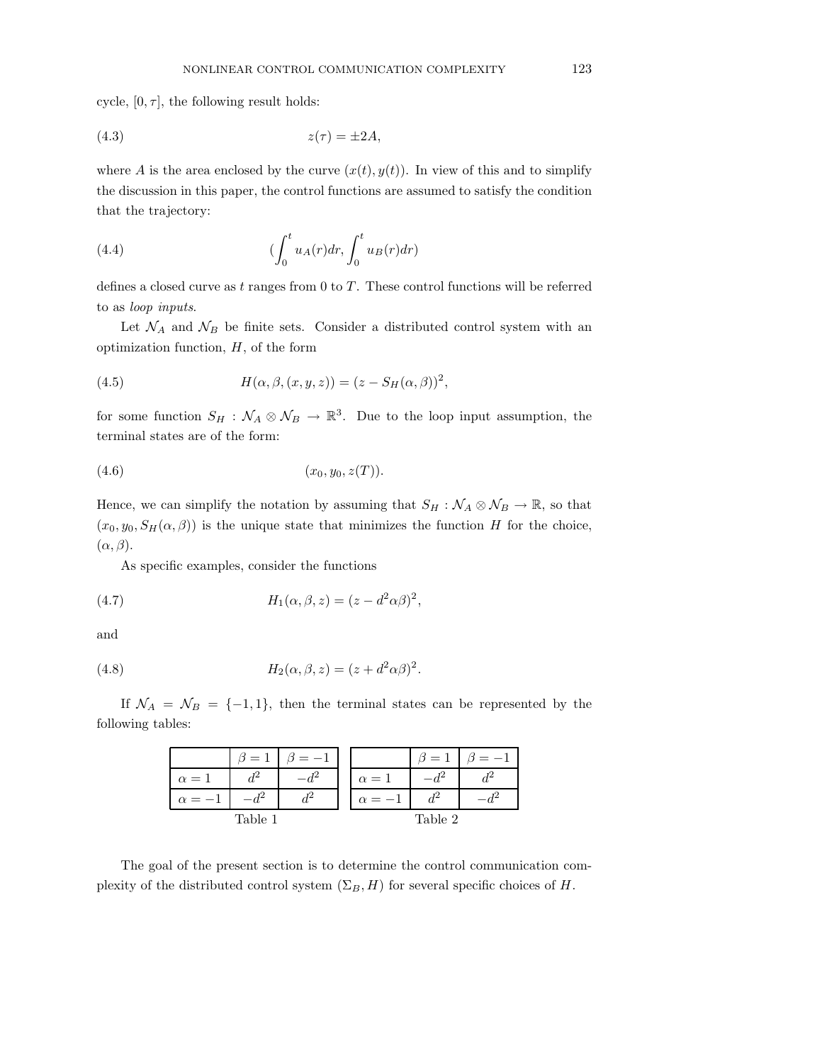cycle, $[0, \tau]$, the following result holds:

$$z(\tau) = \pm 2A, \tag{4.3}$$

where $A$ is the area enclosed by the curve $(x(t), y(t))$. In view of this and to simplify the discussion in this paper, the control functions are assumed to satisfy the condition that the trajectory:

$$\left(\int_0^t u_A(r)dr, \int_0^t u_B(r)dr\right) \tag{4.4}$$

defines a closed curve as $t$ ranges from 0 to $T$. These control functions will be referred to as *loop inputs*.

Let $\mathcal{N}_A$ and $\mathcal{N}_B$ be finite sets. Consider a distributed control system with an optimization function, $H$, of the form

$$H(\alpha, \beta, (x, y, z)) = (z - S_H(\alpha, \beta))^2, \tag{4.5}$$

for some function $S_H : \mathcal{N}_A \otimes \mathcal{N}_B \to \mathbb{R}^3$. Due to the loop input assumption, the terminal states are of the form:

$$(x_0, y_0, z(T)). \tag{4.6}$$

Hence, we can simplify the notation by assuming that $S_H : \mathcal{N}_A \otimes \mathcal{N}_B \to \mathbb{R}$, so that $(x_0, y_0, S_H(\alpha, \beta))$ is the unique state that minimizes the function $H$ for the choice, $(\alpha, \beta)$.

As specific examples, consider the functions

$$H_1(\alpha, \beta, z) = (z - d^2\alpha\beta)^2, \tag{4.7}$$

and

$$H_2(\alpha, \beta, z) = (z + d^2\alpha\beta)^2. \tag{4.8}$$

If $\mathcal{N}_A = \mathcal{N}_B = \{-1, 1\}$, then the terminal states can be represented by the following tables:

| | $\beta = 1$ | $\beta = -1$ |
|---|---|---|
| $\alpha = 1$ | $d^2$ | $-d^2$ |
| $\alpha = -1$ | $-d^2$ | $d^2$ |

Table 1

| | $\beta = 1$ | $\beta = -1$ |
|---|---|---|
| $\alpha = 1$ | $-d^2$ | $d^2$ |
| $\alpha = -1$ | $d^2$ | $-d^2$ |

Table 2

The goal of the present section is to determine the control communication complexity of the distributed control system $(\Sigma_B, H)$ for several specific choices of $H$.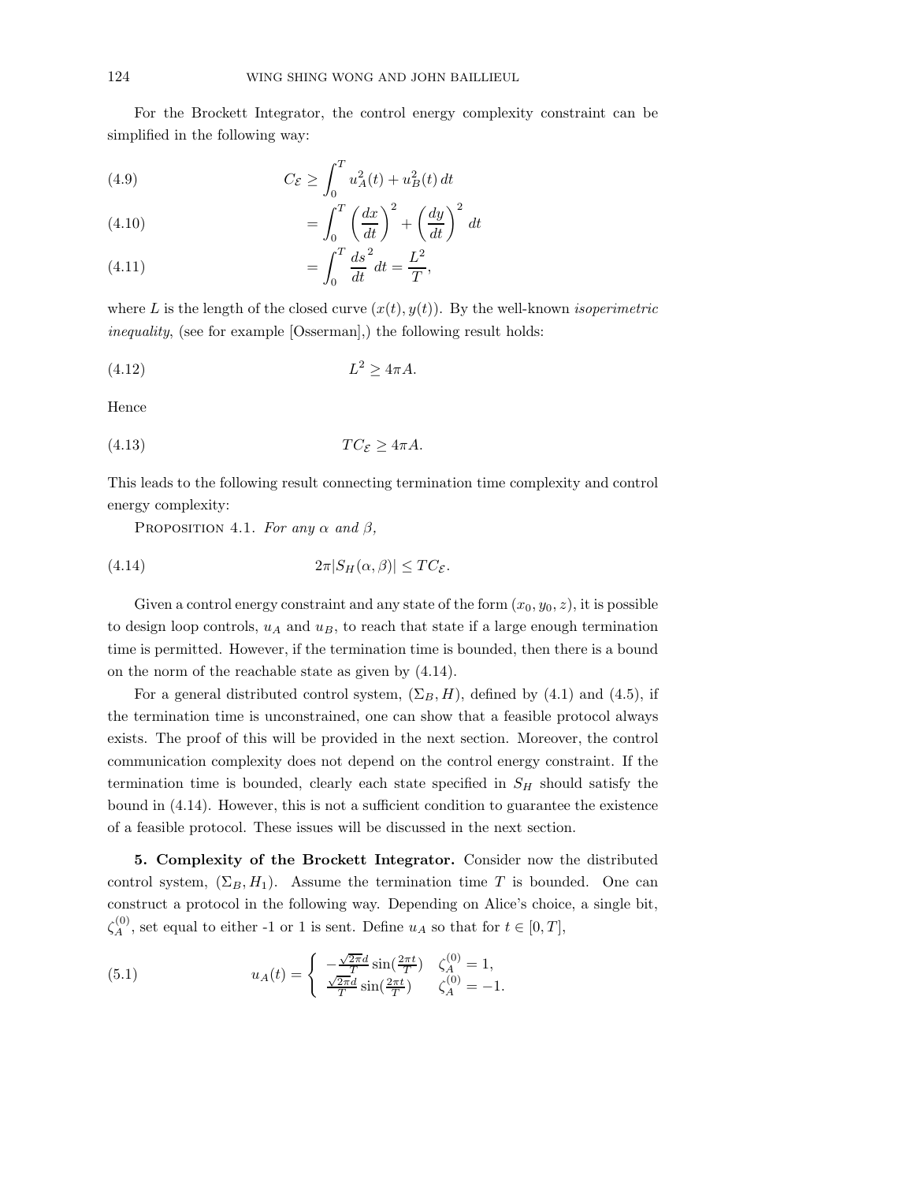For the Brockett Integrator, the control energy complexity constraint can be simplified in the following way:

$$C_{\mathcal{E}} \geq \int_0^T u_A^2(t) + u_B^2(t)\, dt \tag{4.9}$$

$$= \int_0^T \left(\frac{dx}{dt}\right)^2 + \left(\frac{dy}{dt}\right)^2 \, dt \tag{4.10}$$

$$= \int_0^T \frac{ds}{dt}^2 \, dt = \frac{L^2}{T}, \tag{4.11}$$

where $L$ is the length of the closed curve $(x(t), y(t))$. By the well-known *isoperimetric inequality*, (see for example [Osserman],) the following result holds:

$$L^2 \geq 4\pi A. \tag{4.12}$$

Hence

$$TC_{\mathcal{E}} \geq 4\pi A. \tag{4.13}$$

This leads to the following result connecting termination time complexity and control energy complexity:

PROPOSITION 4.1. *For any $\alpha$ and $\beta$,*

$$2\pi |S_H(\alpha, \beta)| \leq TC_{\mathcal{E}}. \tag{4.14}$$

Given a control energy constraint and any state of the form $(x_0, y_0, z)$, it is possible to design loop controls, $u_A$ and $u_B$, to reach that state if a large enough termination time is permitted. However, if the termination time is bounded, then there is a bound on the norm of the reachable state as given by (4.14).

For a general distributed control system, $(\Sigma_B, H)$, defined by (4.1) and (4.5), if the termination time is unconstrained, one can show that a feasible protocol always exists. The proof of this will be provided in the next section. Moreover, the control communication complexity does not depend on the control energy constraint. If the termination time is bounded, clearly each state specified in $S_H$ should satisfy the bound in (4.14). However, this is not a sufficient condition to guarantee the existence of a feasible protocol. These issues will be discussed in the next section.

**5. Complexity of the Brockett Integrator.** Consider now the distributed control system, $(\Sigma_B, H_1)$. Assume the termination time $T$ is bounded. One can construct a protocol in the following way. Depending on Alice's choice, a single bit, $\zeta_A^{(0)}$, set equal to either -1 or 1 is sent. Define $u_A$ so that for $t \in [0, T]$,

$$u_A(t) = \begin{cases} -\frac{\sqrt{2\pi} d}{T} \sin(\frac{2\pi t}{T}) & \zeta_A^{(0)} = 1, \\ \frac{\sqrt{2\pi} d}{T} \sin(\frac{2\pi t}{T}) & \zeta_A^{(0)} = -1. \end{cases} \tag{5.1}$$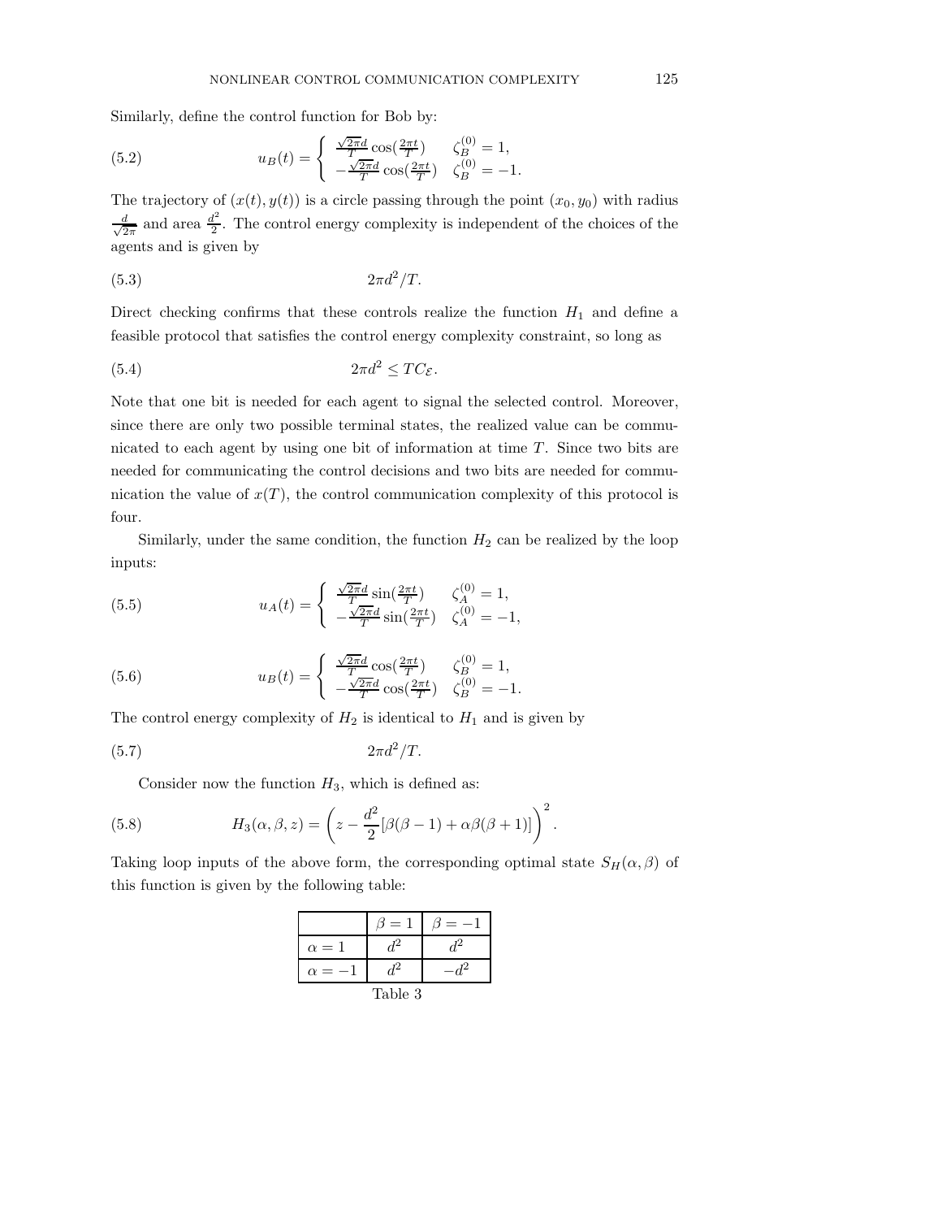Similarly, define the control function for Bob by:

$$
u_B(t) = \begin{cases} \frac{\sqrt{2\pi}d}{T}\cos(\frac{2\pi t}{T}) & \zeta_B^{(0)} = 1, \\ -\frac{\sqrt{2\pi}d}{T}\cos(\frac{2\pi t}{T}) & \zeta_B^{(0)} = -1. \end{cases} \tag{5.2}
$$

The trajectory of $(x(t), y(t))$ is a circle passing through the point $(x_0, y_0)$ with radius $\frac{d}{\sqrt{2\pi}}$ and area $\frac{d^2}{2}$. The control energy complexity is independent of the choices of the agents and is given by

$$
2\pi d^2/T. \tag{5.3}
$$

Direct checking confirms that these controls realize the function $H_1$ and define a feasible protocol that satisfies the control energy complexity constraint, so long as

$$
2\pi d^2 \leq TC_{\mathcal{E}}. \tag{5.4}
$$

Note that one bit is needed for each agent to signal the selected control. Moreover, since there are only two possible terminal states, the realized value can be communicated to each agent by using one bit of information at time $T$. Since two bits are needed for communicating the control decisions and two bits are needed for communication the value of $x(T)$, the control communication complexity of this protocol is four.

Similarly, under the same condition, the function $H_2$ can be realized by the loop inputs:

$$
u_A(t) = \begin{cases} \frac{\sqrt{2\pi}d}{T}\sin(\frac{2\pi t}{T}) & \zeta_A^{(0)} = 1, \\ -\frac{\sqrt{2\pi}d}{T}\sin(\frac{2\pi t}{T}) & \zeta_A^{(0)} = -1, \end{cases} \tag{5.5}
$$

$$
u_B(t) = \begin{cases} \frac{\sqrt{2\pi}d}{T}\cos(\frac{2\pi t}{T}) & \zeta_B^{(0)} = 1, \\ -\frac{\sqrt{2\pi}d}{T}\cos(\frac{2\pi t}{T}) & \zeta_B^{(0)} = -1. \end{cases} \tag{5.6}
$$

The control energy complexity of $H_2$ is identical to $H_1$ and is given by

$$
2\pi d^2/T. \tag{5.7}
$$

Consider now the function $H_3$, which is defined as:

$$
H_3(\alpha, \beta, z) = \left( z - \frac{d^2}{2}[\beta(\beta - 1) + \alpha\beta(\beta + 1)] \right)^2. \tag{5.8}
$$

Taking loop inputs of the above form, the corresponding optimal state $S_H(\alpha, \beta)$ of this function is given by the following table:

| | $\beta = 1$ | $\beta = -1$ |
|---|---|---|
| $\alpha = 1$ | $d^2$ | $d^2$ |
| $\alpha = -1$ | $d^2$ | $-d^2$ |

Table 3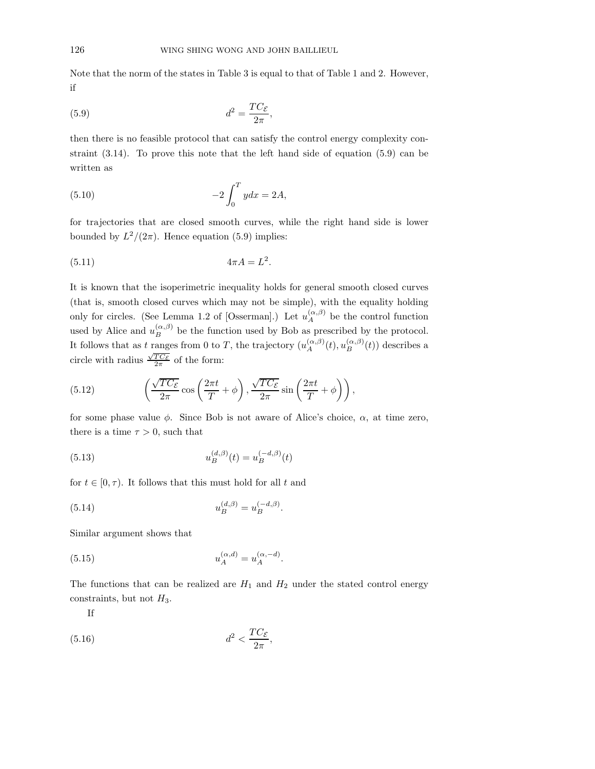Note that the norm of the states in Table 3 is equal to that of Table 1 and 2. However, if

$$d^2 = \frac{TC_{\mathcal{E}}}{2\pi}, \tag{5.9}$$

then there is no feasible protocol that can satisfy the control energy complexity constraint (3.14). To prove this note that the left hand side of equation (5.9) can be written as

$$-2\int_0^T y dx = 2A, \tag{5.10}$$

for trajectories that are closed smooth curves, while the right hand side is lower bounded by $L^2/(2\pi)$. Hence equation (5.9) implies:

$$4\pi A = L^2. \tag{5.11}$$

It is known that the isoperimetric inequality holds for general smooth closed curves (that is, smooth closed curves which may not be simple), with the equality holding only for circles. (See Lemma 1.2 of [Osserman].) Let $u_A^{(\alpha,\beta)}$ be the control function used by Alice and $u_B^{(\alpha,\beta)}$ be the function used by Bob as prescribed by the protocol. It follows that as $t$ ranges from 0 to $T$, the trajectory $(u_A^{(\alpha,\beta)}(t), u_B^{(\alpha,\beta)}(t))$ describes a circle with radius $\frac{\sqrt{TC_{\mathcal{E}}}}{2\pi}$ of the form:

$$\left(\frac{\sqrt{TC_{\mathcal{E}}}}{2\pi}\cos\left(\frac{2\pi t}{T}+\phi\right), \frac{\sqrt{TC_{\mathcal{E}}}}{2\pi}\sin\left(\frac{2\pi t}{T}+\phi\right)\right), \tag{5.12}$$

for some phase value $\phi$. Since Bob is not aware of Alice's choice, $\alpha$, at time zero, there is a time $\tau > 0$, such that

$$u_B^{(d,\beta)}(t) = u_B^{(-d,\beta)}(t) \tag{5.13}$$

for $t \in [0, \tau)$. It follows that this must hold for all $t$ and

$$u_B^{(d,\beta)} = u_B^{(-d,\beta)}. \tag{5.14}$$

Similar argument shows that

$$u_A^{(\alpha,d)} = u_A^{(\alpha,-d)}. \tag{5.15}$$

The functions that can be realized are $H_1$ and $H_2$ under the stated control energy constraints, but not $H_3$.

If

$$d^2 < \frac{TC_{\mathcal{E}}}{2\pi}, \tag{5.16}$$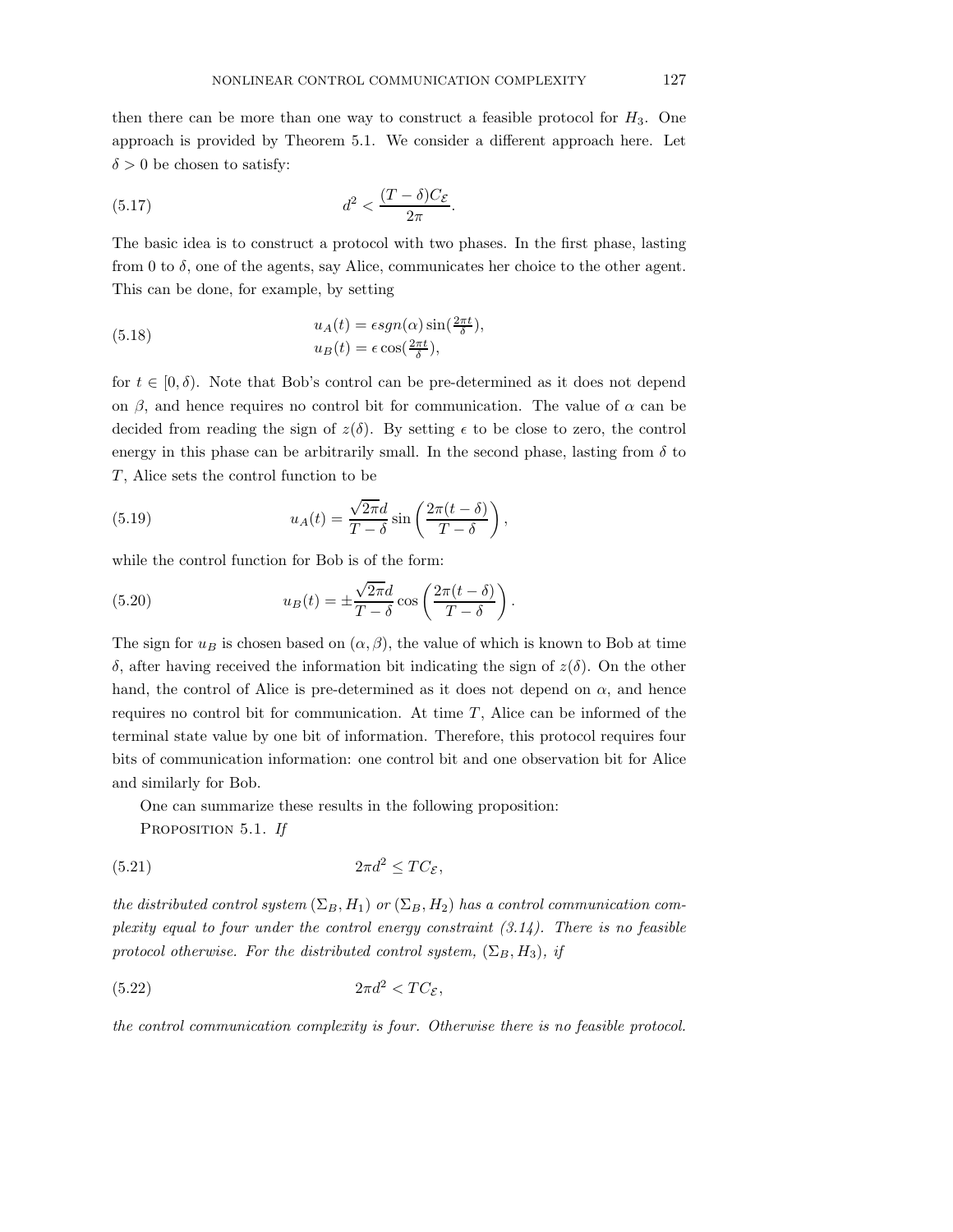then there can be more than one way to construct a feasible protocol for $H_3$. One approach is provided by Theorem 5.1. We consider a different approach here. Let $\delta > 0$ be chosen to satisfy:

$$d^2 < \frac{(T-\delta)C_{\mathcal{E}}}{2\pi}. \tag{5.17}$$

The basic idea is to construct a protocol with two phases. In the first phase, lasting from 0 to $\delta$, one of the agents, say Alice, communicates her choice to the other agent. This can be done, for example, by setting

$$\begin{aligned} u_A(t) &= \epsilon sgn(\alpha) \sin(\tfrac{2\pi t}{\delta}), \\ u_B(t) &= \epsilon \cos(\tfrac{2\pi t}{\delta}), \end{aligned} \tag{5.18}$$

for $t \in [0, \delta)$. Note that Bob's control can be pre-determined as it does not depend on $\beta$, and hence requires no control bit for communication. The value of $\alpha$ can be decided from reading the sign of $z(\delta)$. By setting $\epsilon$ to be close to zero, the control energy in this phase can be arbitrarily small. In the second phase, lasting from $\delta$ to $T$, Alice sets the control function to be

$$u_A(t) = \frac{\sqrt{2\pi}d}{T-\delta} \sin\left(\frac{2\pi(t-\delta)}{T-\delta}\right), \tag{5.19}$$

while the control function for Bob is of the form:

$$u_B(t) = \pm\frac{\sqrt{2\pi}d}{T-\delta} \cos\left(\frac{2\pi(t-\delta)}{T-\delta}\right). \tag{5.20}$$

The sign for $u_B$ is chosen based on $(\alpha, \beta)$, the value of which is known to Bob at time $\delta$, after having received the information bit indicating the sign of $z(\delta)$. On the other hand, the control of Alice is pre-determined as it does not depend on $\alpha$, and hence requires no control bit for communication. At time $T$, Alice can be informed of the terminal state value by one bit of information. Therefore, this protocol requires four bits of communication information: one control bit and one observation bit for Alice and similarly for Bob.

One can summarize these results in the following proposition:

Proposition 5.1. *If*

$$2\pi d^2 \leq TC_{\mathcal{E}}, \tag{5.21}$$

*the distributed control system $(\Sigma_B, H_1)$ or $(\Sigma_B, H_2)$ has a control communication complexity equal to four under the control energy constraint (3.14). There is no feasible protocol otherwise. For the distributed control system, $(\Sigma_B, H_3)$, if*

$$2\pi d^2 < TC_{\mathcal{E}}, \tag{5.22}$$

*the control communication complexity is four. Otherwise there is no feasible protocol.*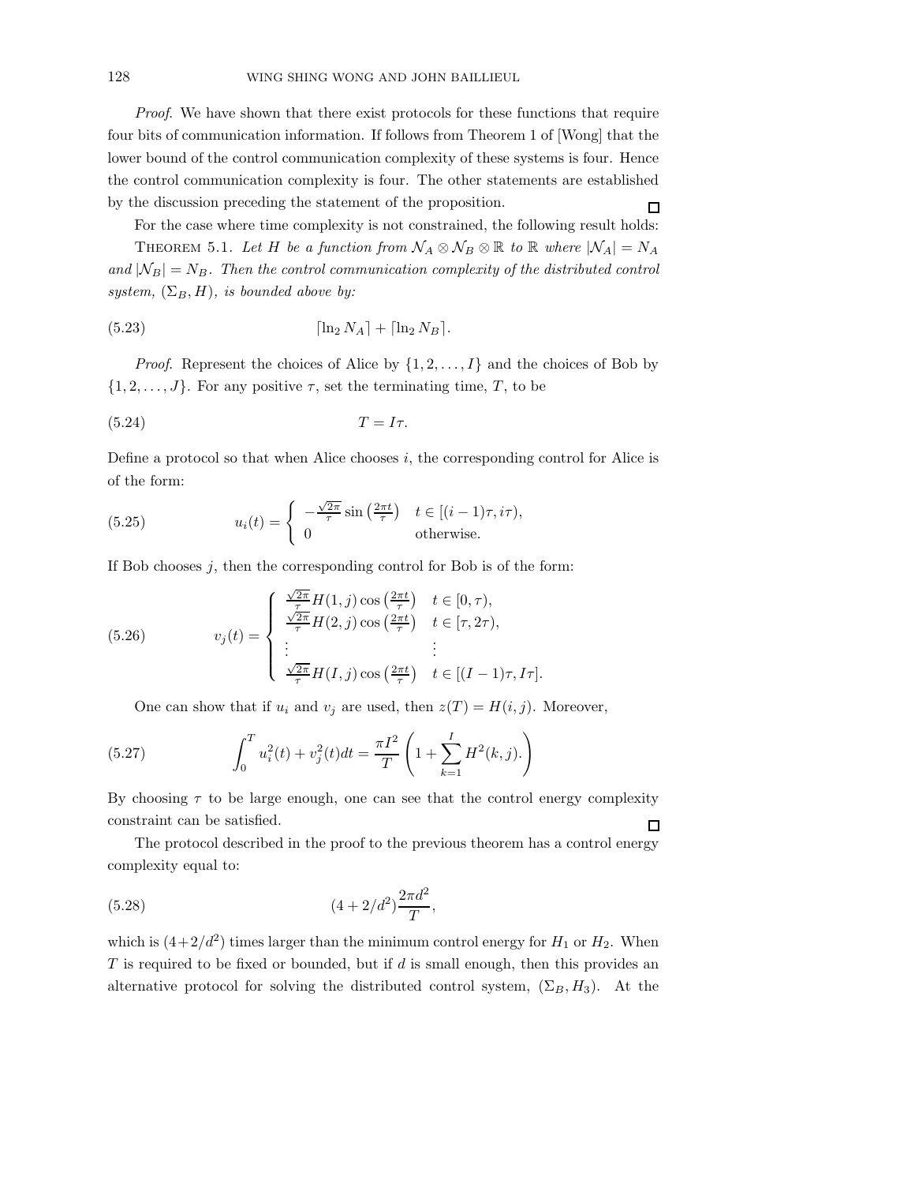*Proof*. We have shown that there exist protocols for these functions that require four bits of communication information. If follows from Theorem 1 of [Wong] that the lower bound of the control communication complexity of these systems is four. Hence the control communication complexity is four. The other statements are established by the discussion preceding the statement of the proposition. □

For the case where time complexity is not constrained, the following result holds:

THEOREM 5.1. *Let $H$ be a function from $\mathcal{N}_A \otimes \mathcal{N}_B \otimes \mathbb{R}$ to $\mathbb{R}$ where $|\mathcal{N}_A| = N_A$ and $|\mathcal{N}_B| = N_B$. Then the control communication complexity of the distributed control system, $(\Sigma_B, H)$, is bounded above by:*

$$\lceil \ln_2 N_A \rceil + \lceil \ln_2 N_B \rceil. \tag{5.23}$$

*Proof*. Represent the choices of Alice by $\{1, 2, \ldots, I\}$ and the choices of Bob by $\{1, 2, \ldots, J\}$. For any positive $\tau$, set the terminating time, $T$, to be

$$T = I\tau. \tag{5.24}$$

Define a protocol so that when Alice chooses $i$, the corresponding control for Alice is of the form:

$$u_i(t) = \begin{cases} -\frac{\sqrt{2\pi}}{\tau} \sin\left(\frac{2\pi t}{\tau}\right) & t \in [(i-1)\tau, i\tau), \\ 0 & \text{otherwise.} \end{cases} \tag{5.25}$$

If Bob chooses $j$, then the corresponding control for Bob is of the form:

$$v_j(t) = \begin{cases} \frac{\sqrt{2\pi}}{\tau} H(1,j) \cos\left(\frac{2\pi t}{\tau}\right) & t \in [0, \tau), \\ \frac{\sqrt{2\pi}}{\tau} H(2,j) \cos\left(\frac{2\pi t}{\tau}\right) & t \in [\tau, 2\tau), \\ \vdots & \vdots \\ \frac{\sqrt{2\pi}}{\tau} H(I,j) \cos\left(\frac{2\pi t}{\tau}\right) & t \in [(I-1)\tau, I\tau]. \end{cases} \tag{5.26}$$

One can show that if $u_i$ and $v_j$ are used, then $z(T) = H(i,j)$. Moreover,

$$\int_0^T u_i^2(t) + v_j^2(t) dt = \frac{\pi I^2}{T} \left(1 + \sum_{k=1}^{I} H^2(k,j).\right) \tag{5.27}$$

By choosing $\tau$ to be large enough, one can see that the control energy complexity constraint can be satisfied. □

The protocol described in the proof to the previous theorem has a control energy complexity equal to:

$$(4 + 2/d^2) \frac{2\pi d^2}{T}, \tag{5.28}$$

which is $(4+2/d^2)$ times larger than the minimum control energy for $H_1$ or $H_2$. When $T$ is required to be fixed or bounded, but if $d$ is small enough, then this provides an alternative protocol for solving the distributed control system, $(\Sigma_B, H_3)$. At the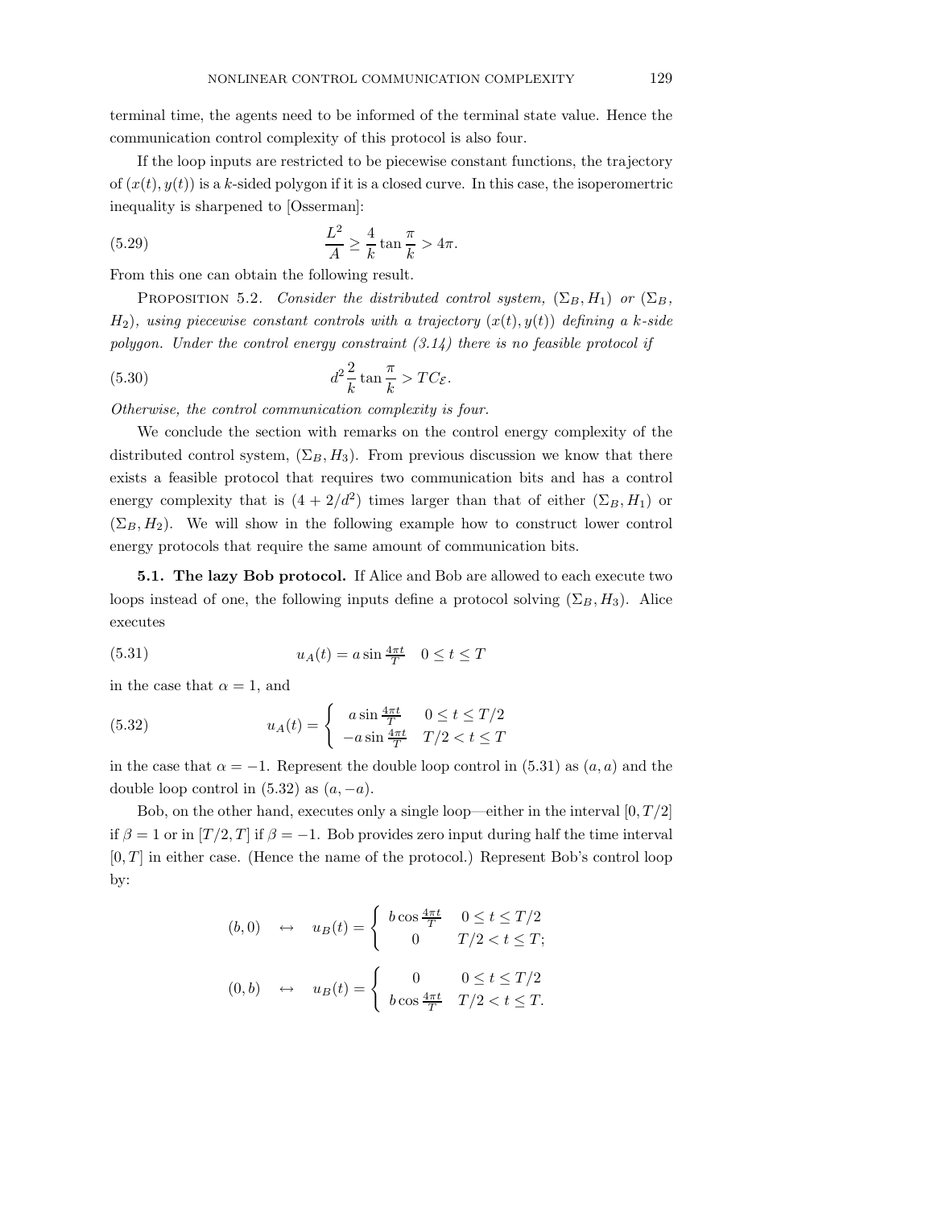terminal time, the agents need to be informed of the terminal state value. Hence the communication control complexity of this protocol is also four.

If the loop inputs are restricted to be piecewise constant functions, the trajectory of $(x(t), y(t))$ is a $k$-sided polygon if it is a closed curve. In this case, the isoperomertric inequality is sharpened to [Osserman]:

$$\frac{L^2}{A} \geq \frac{4}{k} \tan \frac{\pi}{k} > 4\pi. \tag{5.29}$$

From this one can obtain the following result.

Proposition 5.2. *Consider the distributed control system, $(\Sigma_B, H_1)$ or $(\Sigma_B, H_2)$, using piecewise constant controls with a trajectory $(x(t), y(t))$ defining a $k$-side polygon. Under the control energy constraint (3.14) there is no feasible protocol if*

$$d^2 \frac{2}{k} \tan \frac{\pi}{k} > TC_{\mathcal{E}}. \tag{5.30}$$

*Otherwise, the control communication complexity is four.*

We conclude the section with remarks on the control energy complexity of the distributed control system, $(\Sigma_B, H_3)$. From previous discussion we know that there exists a feasible protocol that requires two communication bits and has a control energy complexity that is $(4 + 2/d^2)$ times larger than that of either $(\Sigma_B, H_1)$ or $(\Sigma_B, H_2)$. We will show in the following example how to construct lower control energy protocols that require the same amount of communication bits.

**5.1. The lazy Bob protocol.** If Alice and Bob are allowed to each execute two loops instead of one, the following inputs define a protocol solving $(\Sigma_B, H_3)$. Alice executes

$$u_A(t) = a \sin \tfrac{4\pi t}{T} \quad 0 \leq t \leq T \tag{5.31}$$

in the case that $\alpha = 1$, and

$$u_A(t) = \begin{cases} a \sin \frac{4\pi t}{T} & 0 \leq t \leq T/2 \\ -a \sin \frac{4\pi t}{T} & T/2 < t \leq T \end{cases} \tag{5.32}$$

in the case that $\alpha = -1$. Represent the double loop control in (5.31) as $(a, a)$ and the double loop control in (5.32) as $(a, -a)$.

Bob, on the other hand, executes only a single loop—either in the interval $[0, T/2]$ if $\beta = 1$ or in $[T/2, T]$ if $\beta = -1$. Bob provides zero input during half the time interval $[0, T]$ in either case. (Hence the name of the protocol.) Represent Bob's control loop by:

$$(b, 0) \quad \leftrightarrow \quad u_B(t) = \begin{cases} b \cos \frac{4\pi t}{T} & 0 \leq t \leq T/2 \\ 0 & T/2 < t \leq T; \end{cases}$$

$$(0, b) \quad \leftrightarrow \quad u_B(t) = \begin{cases} 0 & 0 \leq t \leq T/2 \\ b \cos \frac{4\pi t}{T} & T/2 < t \leq T. \end{cases}$$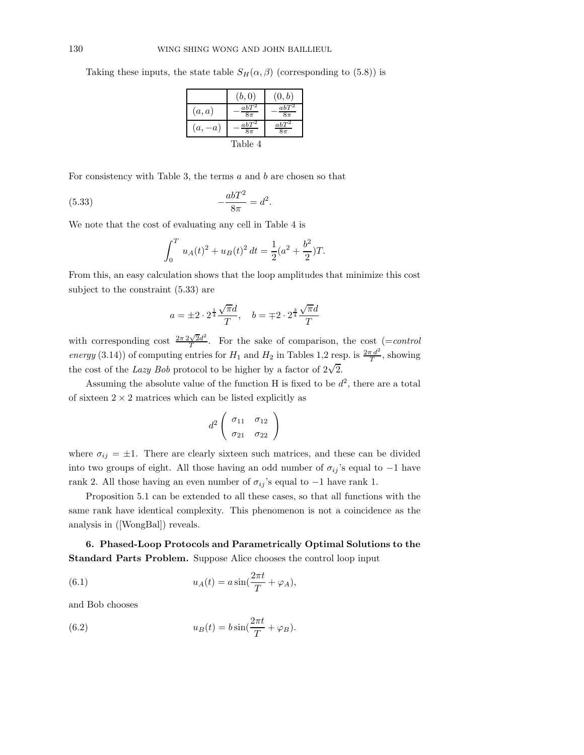Taking these inputs, the state table $S_H(\alpha, \beta)$ (corresponding to (5.8)) is

| | $(b,0)$ | $(0,b)$ |
|---|---|---|
| $(a,a)$ | $-\frac{abT^2}{8\pi}$ | $-\frac{abT^2}{8\pi}$ |
| $(a,-a)$ | $-\frac{abT^2}{8\pi}$ | $\frac{abT^2}{8\pi}$ |

Table 4

For consistency with Table 3, the terms $a$ and $b$ are chosen so that

$$-\frac{abT^2}{8\pi} = d^2. \tag{5.33}$$

We note that the cost of evaluating any cell in Table 4 is

$$\int_0^T u_A(t)^2 + u_B(t)^2 \, dt = \frac{1}{2}(a^2 + \frac{b^2}{2})T.$$

From this, an easy calculation shows that the loop amplitudes that minimize this cost subject to the constraint (5.33) are

$$a = \pm 2 \cdot 2^{\frac{1}{4}} \frac{\sqrt{\pi} d}{T}, \quad b = \mp 2 \cdot 2^{\frac{3}{4}} \frac{\sqrt{\pi} d}{T}$$

with corresponding cost $\frac{2\pi 2\sqrt{2} d^2}{T}$. For the sake of comparison, the cost (=*control energy* (3.14)) of computing entries for $H_1$ and $H_2$ in Tables 1,2 resp. is $\frac{2\pi d^2}{T}$, showing the cost of the *Lazy Bob* protocol to be higher by a factor of $2\sqrt{2}$.

Assuming the absolute value of the function H is fixed to be $d^2$, there are a total of sixteen $2 \times 2$ matrices which can be listed explicitly as

$$d^2 \begin{pmatrix} \sigma_{11} & \sigma_{12} \\ \sigma_{21} & \sigma_{22} \end{pmatrix}$$

where $\sigma_{ij} = \pm 1$. There are clearly sixteen such matrices, and these can be divided into two groups of eight. All those having an odd number of $\sigma_{ij}$'s equal to $-1$ have rank 2. All those having an even number of $\sigma_{ij}$'s equal to $-1$ have rank 1.

Proposition 5.1 can be extended to all these cases, so that all functions with the same rank have identical complexity. This phenomenon is not a coincidence as the analysis in ([WongBal]) reveals.

**6. Phased-Loop Protocols and Parametrically Optimal Solutions to the Standard Parts Problem.** Suppose Alice chooses the control loop input

$$u_A(t) = a \sin(\frac{2\pi t}{T} + \varphi_A), \tag{6.1}$$

and Bob chooses

$$u_B(t) = b \sin(\frac{2\pi t}{T} + \varphi_B). \tag{6.2}$$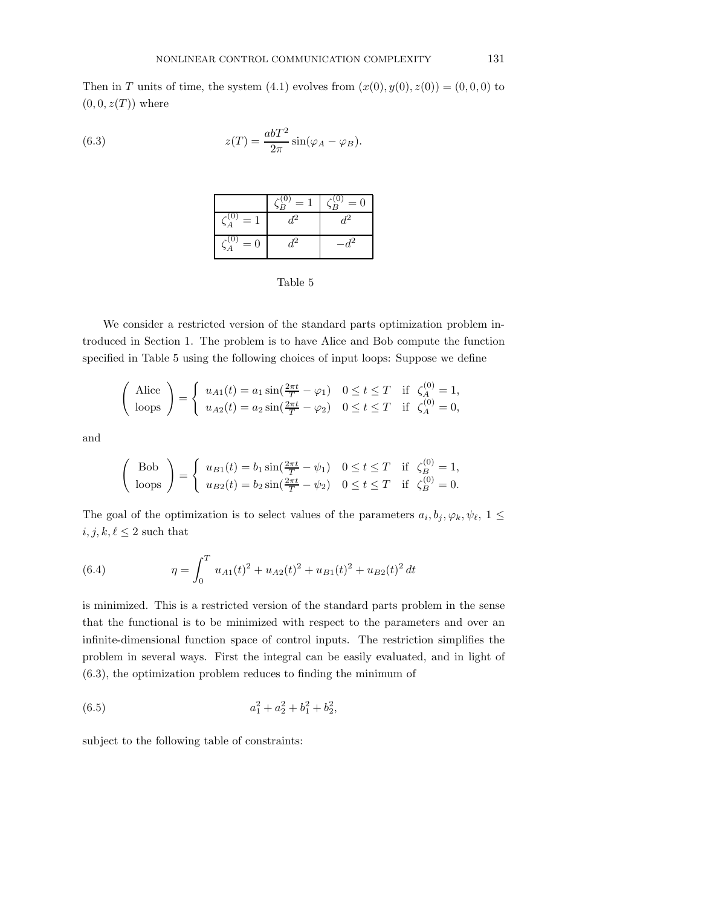Then in $T$ units of time, the system (4.1) evolves from $(x(0), y(0), z(0)) = (0, 0, 0)$ to $(0, 0, z(T))$ where

$$z(T) = \frac{abT^2}{2\pi} \sin(\varphi_A - \varphi_B). \tag{6.3}$$

| | $\zeta_B^{(0)} = 1$ | $\zeta_B^{(0)} = 0$ |
|---|---|---|
| $\zeta_A^{(0)} = 1$ | $d^2$ | $d^2$ |
| $\zeta_A^{(0)} = 0$ | $d^2$ | $-d^2$ |

Table 5

We consider a restricted version of the standard parts optimization problem introduced in Section 1. The problem is to have Alice and Bob compute the function specified in Table 5 using the following choices of input loops: Suppose we define

$$\begin{pmatrix} \text{Alice} \\ \text{loops} \end{pmatrix} = \begin{cases} u_{A1}(t) = a_1 \sin(\frac{2\pi t}{T} - \varphi_1) & 0 \le t \le T \quad \text{if} \ \ \zeta_A^{(0)} = 1, \\ u_{A2}(t) = a_2 \sin(\frac{2\pi t}{T} - \varphi_2) & 0 \le t \le T \quad \text{if} \ \ \zeta_A^{(0)} = 0, \end{cases}$$

and

$$\begin{pmatrix} \text{Bob} \\ \text{loops} \end{pmatrix} = \begin{cases} u_{B1}(t) = b_1 \sin(\frac{2\pi t}{T} - \psi_1) & 0 \le t \le T \quad \text{if} \ \ \zeta_B^{(0)} = 1, \\ u_{B2}(t) = b_2 \sin(\frac{2\pi t}{T} - \psi_2) & 0 \le t \le T \quad \text{if} \ \ \zeta_B^{(0)} = 0. \end{cases}$$

The goal of the optimization is to select values of the parameters $a_i, b_j, \varphi_k, \psi_\ell$, $1 \le i, j, k, \ell \le 2$ such that

$$\eta = \int_0^T u_{A1}(t)^2 + u_{A2}(t)^2 + u_{B1}(t)^2 + u_{B2}(t)^2 \, dt \tag{6.4}$$

is minimized. This is a restricted version of the standard parts problem in the sense that the functional is to be minimized with respect to the parameters and over an infinite-dimensional function space of control inputs. The restriction simplifies the problem in several ways. First the integral can be easily evaluated, and in light of (6.3), the optimization problem reduces to finding the minimum of

$$a_1^2 + a_2^2 + b_1^2 + b_2^2, \tag{6.5}$$

subject to the following table of constraints: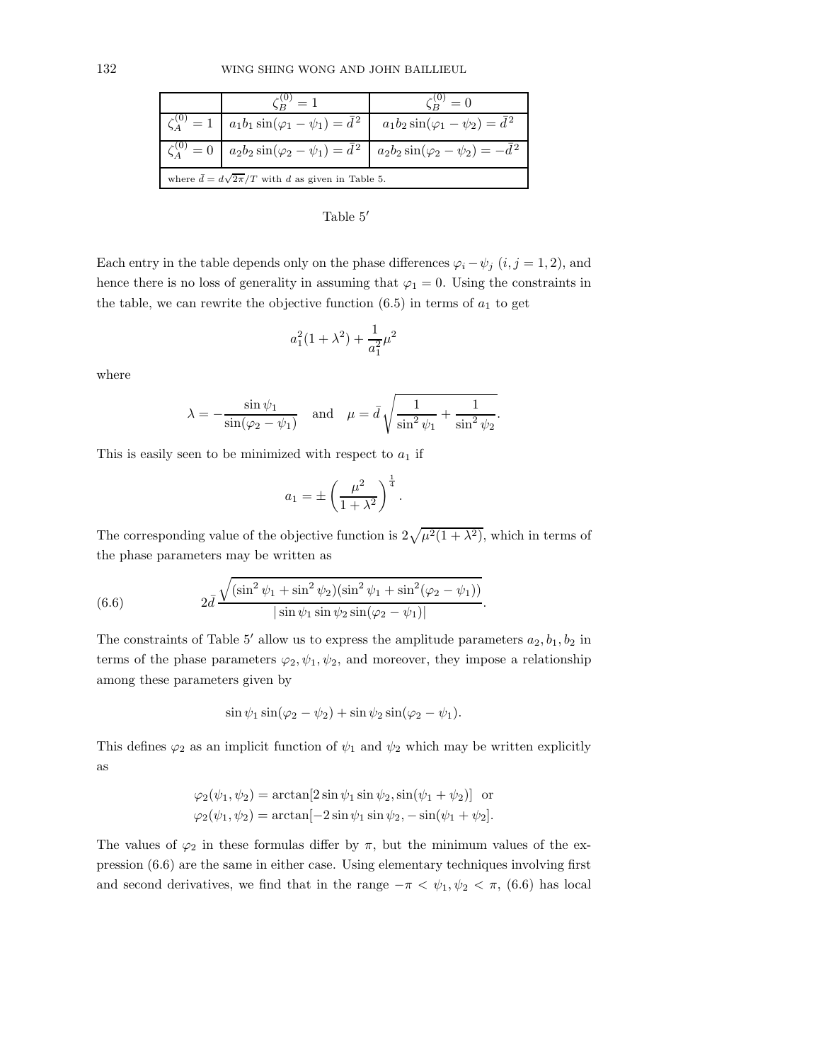| | $\zeta_B^{(0)} = 1$ | $\zeta_B^{(0)} = 0$ |
|---|---|---|
| $\zeta_A^{(0)} = 1$ | $a_1 b_1 \sin(\varphi_1 - \psi_1) = \bar{d}^2$ | $a_1 b_2 \sin(\varphi_1 - \psi_2) = \bar{d}^2$ |
| $\zeta_A^{(0)} = 0$ | $a_2 b_2 \sin(\varphi_2 - \psi_1) = \bar{d}^2$ | $a_2 b_2 \sin(\varphi_2 - \psi_2) = -\bar{d}^2$ |
| where $\bar{d} = d\sqrt{2\pi}/T$ with $d$ as given in Table 5. | | |

Table 5′

Each entry in the table depends only on the phase differences $\varphi_i - \psi_j$ $(i, j = 1, 2)$, and hence there is no loss of generality in assuming that $\varphi_1 = 0$. Using the constraints in the table, we can rewrite the objective function (6.5) in terms of $a_1$ to get

$$a_1^2(1 + \lambda^2) + \frac{1}{a_1^2}\mu^2$$

where

$$\lambda = -\frac{\sin \psi_1}{\sin(\varphi_2 - \psi_1)} \quad \text{and} \quad \mu = \bar{d}\sqrt{\frac{1}{\sin^2 \psi_1} + \frac{1}{\sin^2 \psi_2}}.$$

This is easily seen to be minimized with respect to $a_1$ if

$$a_1 = \pm\left(\frac{\mu^2}{1 + \lambda^2}\right)^{\frac{1}{4}}.$$

The corresponding value of the objective function is $2\sqrt{\mu^2(1 + \lambda^2)}$, which in terms of the phase parameters may be written as

$$2\bar{d}\,\frac{\sqrt{(\sin^2 \psi_1 + \sin^2 \psi_2)(\sin^2 \psi_1 + \sin^2(\varphi_2 - \psi_1))}}{|\sin \psi_1 \sin \psi_2 \sin(\varphi_2 - \psi_1)|}. \tag{6.6}$$

The constraints of Table 5′ allow us to express the amplitude parameters $a_2, b_1, b_2$ in terms of the phase parameters $\varphi_2, \psi_1, \psi_2$, and moreover, they impose a relationship among these parameters given by

$$\sin \psi_1 \sin(\varphi_2 - \psi_2) + \sin \psi_2 \sin(\varphi_2 - \psi_1).$$

This defines $\varphi_2$ as an implicit function of $\psi_1$ and $\psi_2$ which may be written explicitly as

$$\varphi_2(\psi_1, \psi_2) = \arctan[2 \sin \psi_1 \sin \psi_2, \sin(\psi_1 + \psi_2)] \;\; \text{or}$$
$$\varphi_2(\psi_1, \psi_2) = \arctan[-2 \sin \psi_1 \sin \psi_2, -\sin(\psi_1 + \psi_2].$$

The values of $\varphi_2$ in these formulas differ by $\pi$, but the minimum values of the expression (6.6) are the same in either case. Using elementary techniques involving first and second derivatives, we find that in the range $-\pi < \psi_1, \psi_2 < \pi$, (6.6) has local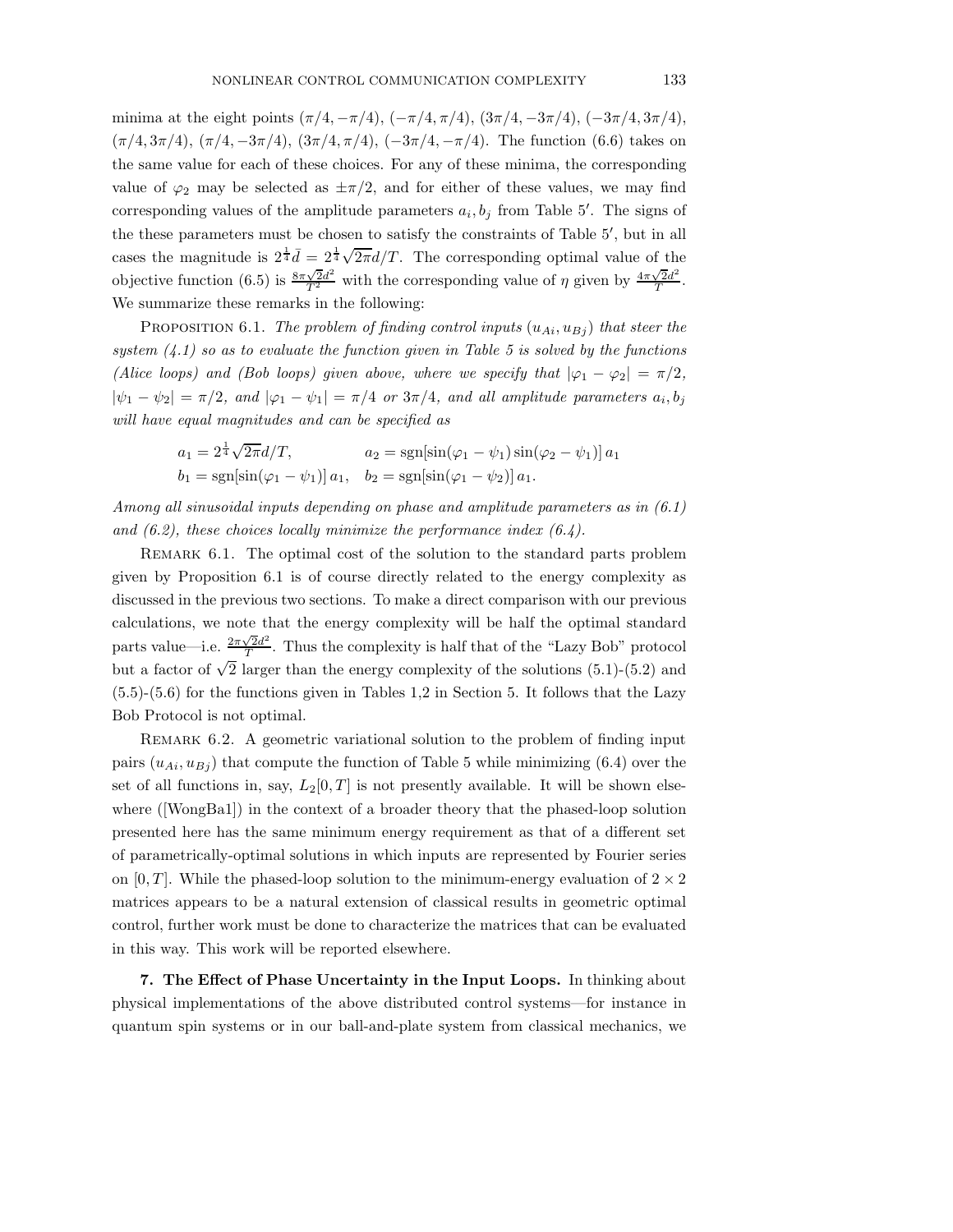minima at the eight points $(\pi/4, -\pi/4)$, $(-\pi/4, \pi/4)$, $(3\pi/4, -3\pi/4)$, $(-3\pi/4, 3\pi/4)$, $(\pi/4, 3\pi/4)$, $(\pi/4, -3\pi/4)$, $(3\pi/4, \pi/4)$, $(-3\pi/4, -\pi/4)$. The function (6.6) takes on the same value for each of these choices. For any of these minima, the corresponding value of $\varphi_2$ may be selected as $\pm\pi/2$, and for either of these values, we may find corresponding values of the amplitude parameters $a_i, b_j$ from Table 5′. The signs of the these parameters must be chosen to satisfy the constraints of Table 5′, but in all cases the magnitude is $2^{\frac{1}{4}}\bar{d} = 2^{\frac{1}{4}}\sqrt{2\pi}d/T$. The corresponding optimal value of the objective function (6.5) is $\frac{8\pi\sqrt{2}d^2}{T^2}$ with the corresponding value of $\eta$ given by $\frac{4\pi\sqrt{2}d^2}{T}$. We summarize these remarks in the following:

Proposition 6.1. *The problem of finding control inputs $(u_{Ai}, u_{Bj})$ that steer the system (4.1) so as to evaluate the function given in Table 5 is solved by the functions (Alice loops) and (Bob loops) given above, where we specify that $|\varphi_1 - \varphi_2| = \pi/2$, $|\psi_1 - \psi_2| = \pi/2$, and $|\varphi_1 - \psi_1| = \pi/4$ or $3\pi/4$, and all amplitude parameters $a_i, b_j$ will have equal magnitudes and can be specified as*

$$a_1 = 2^{\frac{1}{4}}\sqrt{2\pi}d/T, \qquad a_2 = \mathrm{sgn}[\sin(\varphi_1 - \psi_1)\sin(\varphi_2 - \psi_1)]\, a_1$$
$$b_1 = \mathrm{sgn}[\sin(\varphi_1 - \psi_1)]\, a_1, \quad b_2 = \mathrm{sgn}[\sin(\varphi_1 - \psi_2)]\, a_1.$$

*Among all sinusoidal inputs depending on phase and amplitude parameters as in (6.1) and (6.2), these choices locally minimize the performance index (6.4).*

Remark 6.1. The optimal cost of the solution to the standard parts problem given by Proposition 6.1 is of course directly related to the energy complexity as discussed in the previous two sections. To make a direct comparison with our previous calculations, we note that the energy complexity will be half the optimal standard parts value—i.e. $\frac{2\pi\sqrt{2}d^2}{T}$. Thus the complexity is half that of the "Lazy Bob" protocol but a factor of $\sqrt{2}$ larger than the energy complexity of the solutions (5.1)-(5.2) and (5.5)-(5.6) for the functions given in Tables 1,2 in Section 5. It follows that the Lazy Bob Protocol is not optimal.

Remark 6.2. A geometric variational solution to the problem of finding input pairs $(u_{Ai}, u_{Bj})$ that compute the function of Table 5 while minimizing (6.4) over the set of all functions in, say, $L_2[0, T]$ is not presently available. It will be shown elsewhere ([WongBa1]) in the context of a broader theory that the phased-loop solution presented here has the same minimum energy requirement as that of a different set of parametrically-optimal solutions in which inputs are represented by Fourier series on $[0, T]$. While the phased-loop solution to the minimum-energy evaluation of $2 \times 2$ matrices appears to be a natural extension of classical results in geometric optimal control, further work must be done to characterize the matrices that can be evaluated in this way. This work will be reported elsewhere.

**7. The Effect of Phase Uncertainty in the Input Loops.** In thinking about physical implementations of the above distributed control systems—for instance in quantum spin systems or in our ball-and-plate system from classical mechanics, we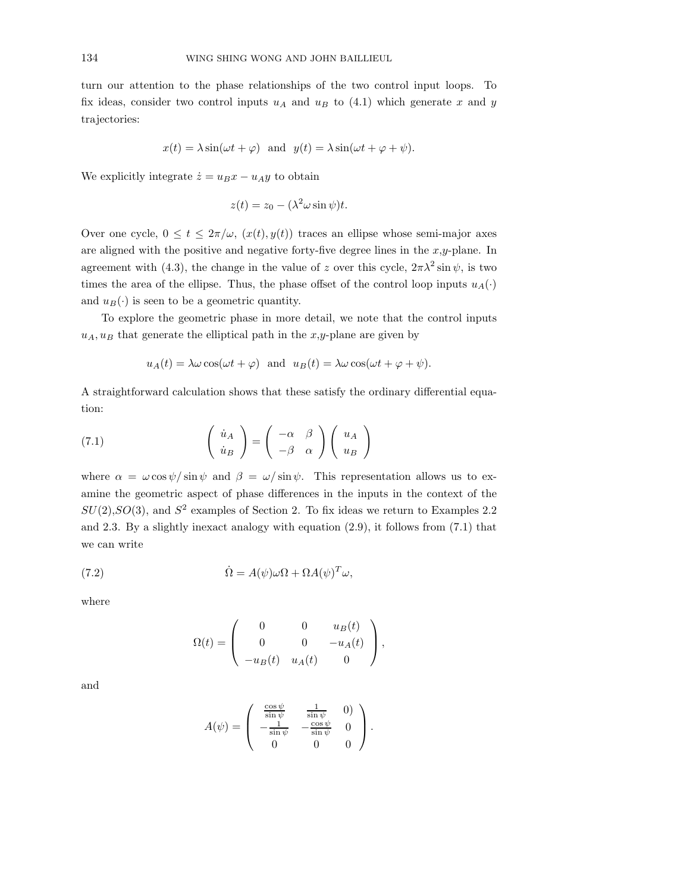turn our attention to the phase relationships of the two control input loops. To fix ideas, consider two control inputs $u_A$ and $u_B$ to (4.1) which generate $x$ and $y$ trajectories:

$$x(t) = \lambda \sin(\omega t + \varphi) \ \text{ and } \ y(t) = \lambda \sin(\omega t + \varphi + \psi).$$

We explicitly integrate $\dot{z} = u_B x - u_A y$ to obtain

$$z(t) = z_0 - (\lambda^2 \omega \sin \psi) t.$$

Over one cycle, $0 \le t \le 2\pi/\omega$, $(x(t), y(t))$ traces an ellipse whose semi-major axes are aligned with the positive and negative forty-five degree lines in the $x$,$y$-plane. In agreement with (4.3), the change in the value of $z$ over this cycle, $2\pi\lambda^2 \sin\psi$, is two times the area of the ellipse. Thus, the phase offset of the control loop inputs $u_A(\cdot)$ and $u_B(\cdot)$ is seen to be a geometric quantity.

To explore the geometric phase in more detail, we note that the control inputs $u_A, u_B$ that generate the elliptical path in the $x$,$y$-plane are given by

$$u_A(t) = \lambda\omega \cos(\omega t + \varphi) \ \text{ and } \ u_B(t) = \lambda\omega \cos(\omega t + \varphi + \psi).$$

A straightforward calculation shows that these satisfy the ordinary differential equation:

$$\begin{pmatrix} \dot{u}_A \\ \dot{u}_B \end{pmatrix} = \begin{pmatrix} -\alpha & \beta \\ -\beta & \alpha \end{pmatrix} \begin{pmatrix} u_A \\ u_B \end{pmatrix} \tag{7.1}$$

where $\alpha = \omega \cos\psi / \sin\psi$ and $\beta = \omega / \sin\psi$. This representation allows us to examine the geometric aspect of phase differences in the inputs in the context of the $SU(2)$,$SO(3)$, and $S^2$ examples of Section 2. To fix ideas we return to Examples 2.2 and 2.3. By a slightly inexact analogy with equation (2.9), it follows from (7.1) that we can write

$$\dot{\Omega} = A(\psi)\omega\Omega + \Omega A(\psi)^T \omega, \tag{7.2}$$

where

$$\Omega(t) = \begin{pmatrix} 0 & 0 & u_B(t) \\ 0 & 0 & -u_A(t) \\ -u_B(t) & u_A(t) & 0 \end{pmatrix},$$

and

$$A(\psi) = \begin{pmatrix} \frac{\cos\psi}{\sin\psi} & \frac{1}{\sin\psi} & 0) \\ -\frac{1}{\sin\psi} & -\frac{\cos\psi}{\sin\psi} & 0 \\ 0 & 0 & 0 \end{pmatrix}.$$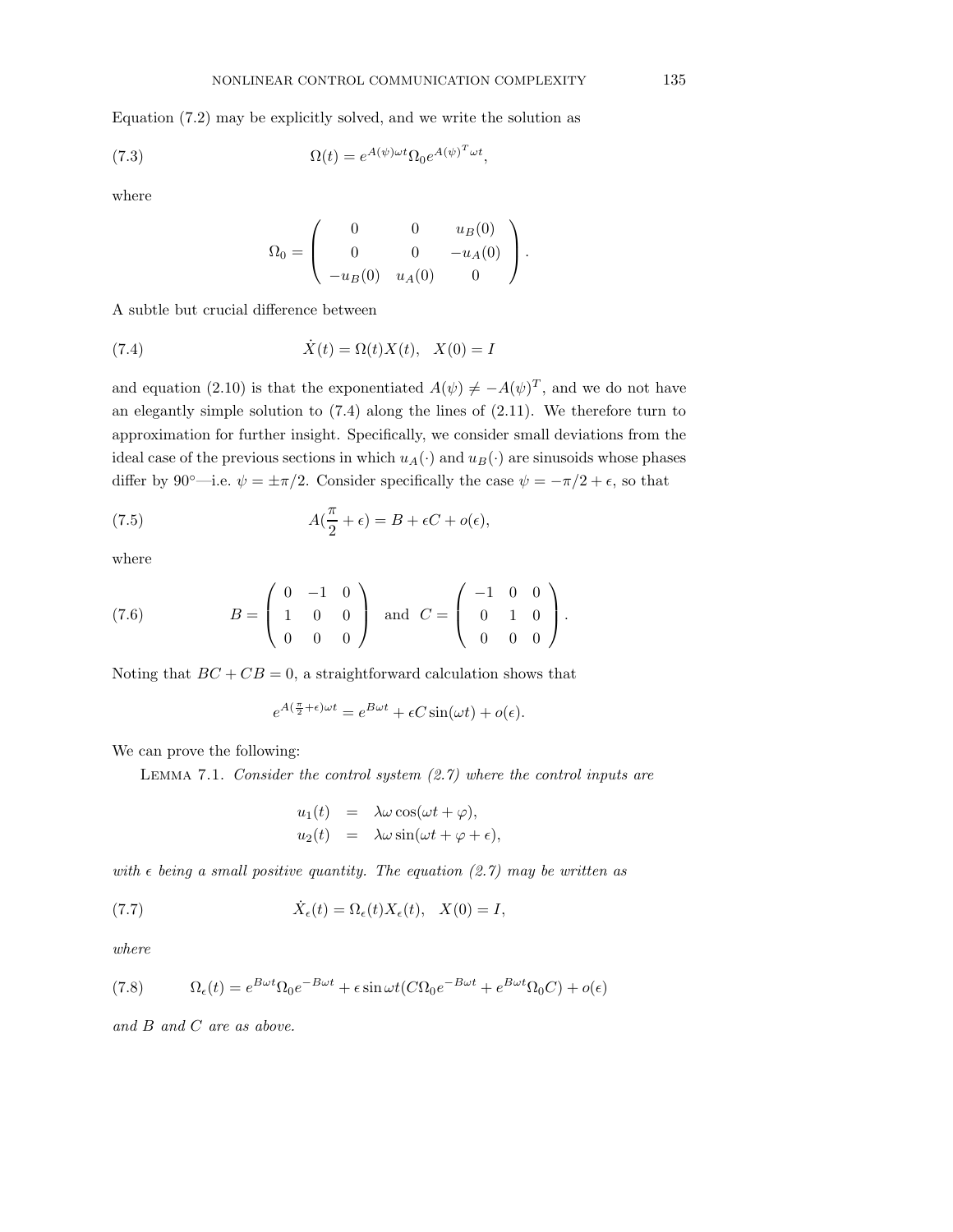Equation (7.2) may be explicitly solved, and we write the solution as

$$\Omega(t) = e^{A(\psi)\omega t}\Omega_0 e^{A(\psi)^T\omega t}, \tag{7.3}$$

where

$$\Omega_0 = \begin{pmatrix} 0 & 0 & u_B(0) \\ 0 & 0 & -u_A(0) \\ -u_B(0) & u_A(0) & 0 \end{pmatrix}.$$

A subtle but crucial difference between

$$\dot{X}(t) = \Omega(t)X(t), \quad X(0) = I \tag{7.4}$$

and equation (2.10) is that the exponentiated $A(\psi) \neq -A(\psi)^T$, and we do not have an elegantly simple solution to (7.4) along the lines of (2.11). We therefore turn to approximation for further insight. Specifically, we consider small deviations from the ideal case of the previous sections in which $u_A(\cdot)$ and $u_B(\cdot)$ are sinusoids whose phases differ by 90°—i.e. $\psi = \pm\pi/2$. Consider specifically the case $\psi = -\pi/2 + \epsilon$, so that

$$A(\frac{\pi}{2} + \epsilon) = B + \epsilon C + o(\epsilon), \tag{7.5}$$

where

$$B = \begin{pmatrix} 0 & -1 & 0 \\ 1 & 0 & 0 \\ 0 & 0 & 0 \end{pmatrix} \text{ and } C = \begin{pmatrix} -1 & 0 & 0 \\ 0 & 1 & 0 \\ 0 & 0 & 0 \end{pmatrix}. \tag{7.6}$$

Noting that $BC + CB = 0$, a straightforward calculation shows that

$$e^{A(\frac{\pi}{2}+\epsilon)\omega t} = e^{B\omega t} + \epsilon C \sin(\omega t) + o(\epsilon).$$

We can prove the following:

Lemma 7.1. *Consider the control system (2.7) where the control inputs are*

$$\begin{aligned} u_1(t) &= \lambda\omega\cos(\omega t + \varphi), \\ u_2(t) &= \lambda\omega\sin(\omega t + \varphi + \epsilon), \end{aligned}$$

*with $\epsilon$ being a small positive quantity. The equation (2.7) may be written as*

$$\dot{X}_\epsilon(t) = \Omega_\epsilon(t)X_\epsilon(t), \quad X(0) = I, \tag{7.7}$$

*where*

$$\Omega_\epsilon(t) = e^{B\omega t}\Omega_0 e^{-B\omega t} + \epsilon\sin\omega t(C\Omega_0 e^{-B\omega t} + e^{B\omega t}\Omega_0 C) + o(\epsilon) \tag{7.8}$$

*and $B$ and $C$ are as above.*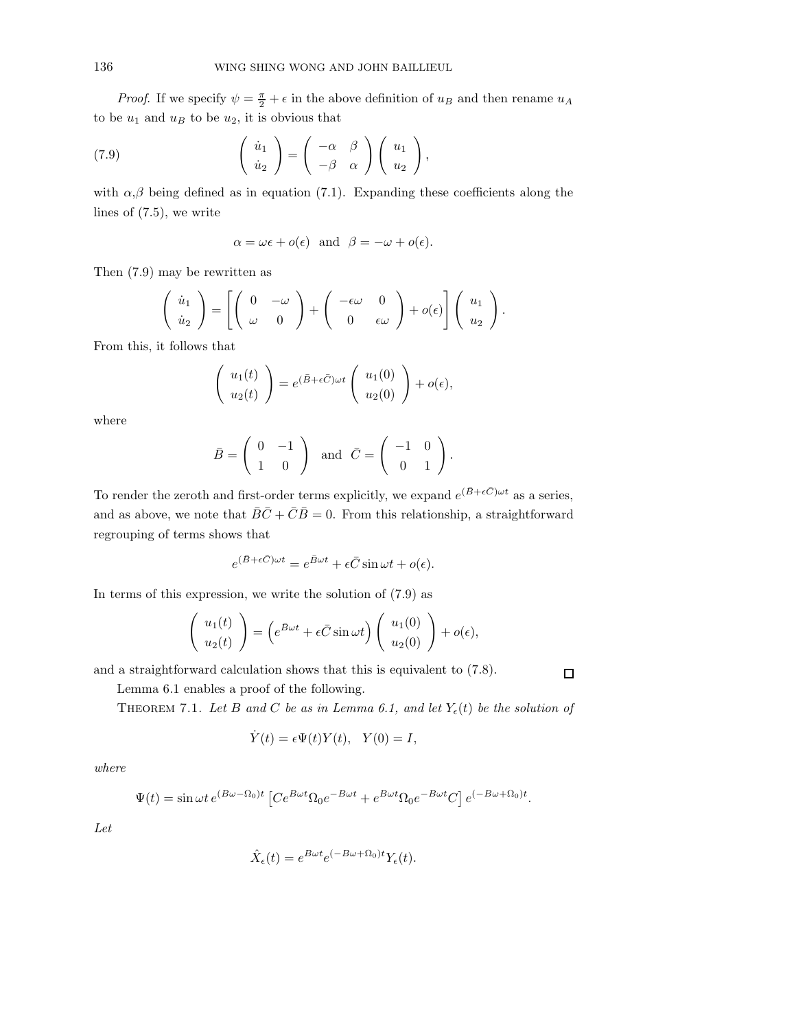*Proof.* If we specify $\psi = \frac{\pi}{2} + \epsilon$ in the above definition of $u_B$ and then rename $u_A$ to be $u_1$ and $u_B$ to be $u_2$, it is obvious that

$$
\begin{pmatrix} \dot{u}_1 \\ \dot{u}_2 \end{pmatrix} = \begin{pmatrix} -\alpha & \beta \\ -\beta & \alpha \end{pmatrix} \begin{pmatrix} u_1 \\ u_2 \end{pmatrix}, \tag{7.9}
$$

with $\alpha$,$\beta$ being defined as in equation (7.1). Expanding these coefficients along the lines of (7.5), we write

$$
\alpha = \omega\epsilon + o(\epsilon) \ \text{ and } \ \beta = -\omega + o(\epsilon).
$$

Then (7.9) may be rewritten as

$$
\begin{pmatrix} \dot{u}_1 \\ \dot{u}_2 \end{pmatrix} = \left[ \begin{pmatrix} 0 & -\omega \\ \omega & 0 \end{pmatrix} + \begin{pmatrix} -\epsilon\omega & 0 \\ 0 & \epsilon\omega \end{pmatrix} + o(\epsilon) \right] \begin{pmatrix} u_1 \\ u_2 \end{pmatrix}.
$$

From this, it follows that

$$
\begin{pmatrix} u_1(t) \\ u_2(t) \end{pmatrix} = e^{(\bar{B}+\epsilon\bar{C})\omega t} \begin{pmatrix} u_1(0) \\ u_2(0) \end{pmatrix} + o(\epsilon),
$$

where

$$
\bar{B} = \begin{pmatrix} 0 & -1 \\ 1 & 0 \end{pmatrix} \ \text{ and } \ \bar{C} = \begin{pmatrix} -1 & 0 \\ 0 & 1 \end{pmatrix}.
$$

To render the zeroth and first-order terms explicitly, we expand $e^{(\bar{B}+\epsilon\bar{C})\omega t}$ as a series, and as above, we note that $\bar{B}\bar{C} + \bar{C}\bar{B} = 0$. From this relationship, a straightforward regrouping of terms shows that

$$
e^{(\bar{B}+\epsilon\bar{C})\omega t} = e^{\bar{B}\omega t} + \epsilon\bar{C}\sin\omega t + o(\epsilon).
$$

In terms of this expression, we write the solution of (7.9) as

$$
\begin{pmatrix} u_1(t) \\ u_2(t) \end{pmatrix} = \left( e^{\bar{B}\omega t} + \epsilon\bar{C}\sin\omega t \right) \begin{pmatrix} u_1(0) \\ u_2(0) \end{pmatrix} + o(\epsilon),
$$

and a straightforward calculation shows that this is equivalent to (7.8). $\square$

Lemma 6.1 enables a proof of the following.

THEOREM 7.1. *Let $B$ and $C$ be as in Lemma 6.1, and let $Y_\epsilon(t)$ be the solution of*

$$
\dot{Y}(t) = \epsilon\Psi(t)Y(t), \quad Y(0) = I,
$$

*where*

$$
\Psi(t) = \sin\omega t \, e^{(B\omega - \Omega_0)t} \left[ C e^{B\omega t}\Omega_0 e^{-B\omega t} + e^{B\omega t}\Omega_0 e^{-B\omega t} C \right] e^{(-B\omega+\Omega_0)t}.
$$

*Let*

$$
\hat{X}_\epsilon(t) = e^{B\omega t} e^{(-B\omega+\Omega_0)t} Y_\epsilon(t).
$$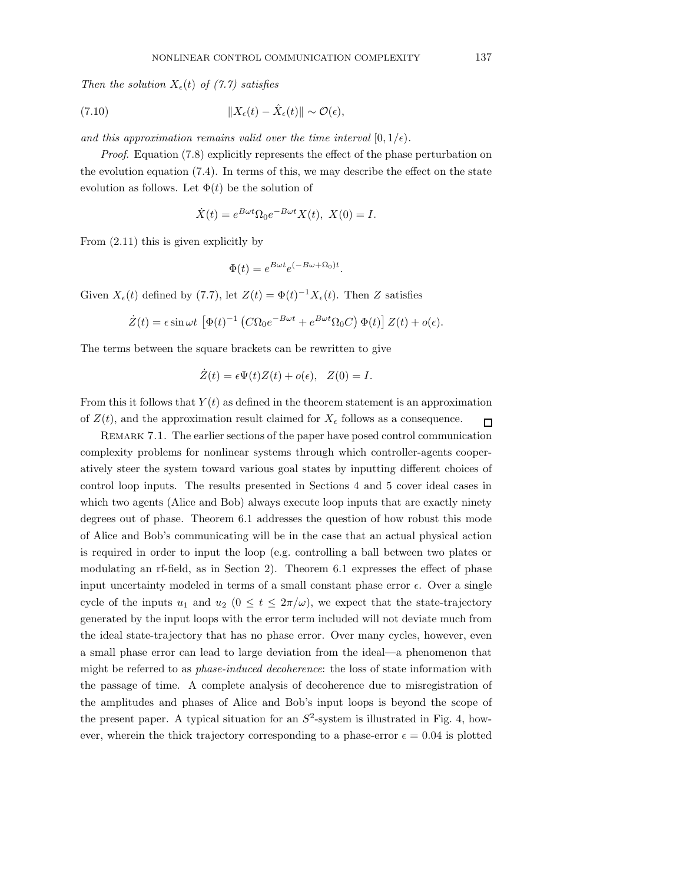*Then the solution $X_\epsilon(t)$ of (7.7) satisfies*

$$\|X_\epsilon(t) - \hat{X}_\epsilon(t)\| \sim \mathcal{O}(\epsilon), \tag{7.10}$$

*and this approximation remains valid over the time interval $[0, 1/\epsilon)$.*

*Proof*. Equation (7.8) explicitly represents the effect of the phase perturbation on the evolution equation (7.4). In terms of this, we may describe the effect on the state evolution as follows. Let $\Phi(t)$ be the solution of

$$\dot{X}(t) = e^{B\omega t}\Omega_0 e^{-B\omega t}X(t),\ X(0) = I.$$

From (2.11) this is given explicitly by

$$\Phi(t) = e^{B\omega t}e^{(-B\omega+\Omega_0)t}.$$

Given $X_\epsilon(t)$ defined by (7.7), let $Z(t) = \Phi(t)^{-1}X_\epsilon(t)$. Then $Z$ satisfies

$$\dot{Z}(t) = \epsilon \sin \omega t\ \left[\Phi(t)^{-1}\left(C\Omega_0 e^{-B\omega t} + e^{B\omega t}\Omega_0 C\right)\Phi(t)\right]Z(t) + o(\epsilon).$$

The terms between the square brackets can be rewritten to give

$$\dot{Z}(t) = \epsilon\Psi(t)Z(t) + o(\epsilon), \quad Z(0) = I.$$

From this it follows that $Y(t)$ as defined in the theorem statement is an approximation of $Z(t)$, and the approximation result claimed for $X_\epsilon$ follows as a consequence. □

Remark 7.1. The earlier sections of the paper have posed control communication complexity problems for nonlinear systems through which controller-agents cooperatively steer the system toward various goal states by inputting different choices of control loop inputs. The results presented in Sections 4 and 5 cover ideal cases in which two agents (Alice and Bob) always execute loop inputs that are exactly ninety degrees out of phase. Theorem 6.1 addresses the question of how robust this mode of Alice and Bob's communicating will be in the case that an actual physical action is required in order to input the loop (e.g. controlling a ball between two plates or modulating an rf-field, as in Section 2). Theorem 6.1 expresses the effect of phase input uncertainty modeled in terms of a small constant phase error $\epsilon$. Over a single cycle of the inputs $u_1$ and $u_2$ ($0 \le t \le 2\pi/\omega$), we expect that the state-trajectory generated by the input loops with the error term included will not deviate much from the ideal state-trajectory that has no phase error. Over many cycles, however, even a small phase error can lead to large deviation from the ideal—a phenomenon that might be referred to as *phase-induced decoherence*: the loss of state information with the passage of time. A complete analysis of decoherence due to misregistration of the amplitudes and phases of Alice and Bob's input loops is beyond the scope of the present paper. A typical situation for an $S^2$-system is illustrated in Fig. 4, however, wherein the thick trajectory corresponding to a phase-error $\epsilon = 0.04$ is plotted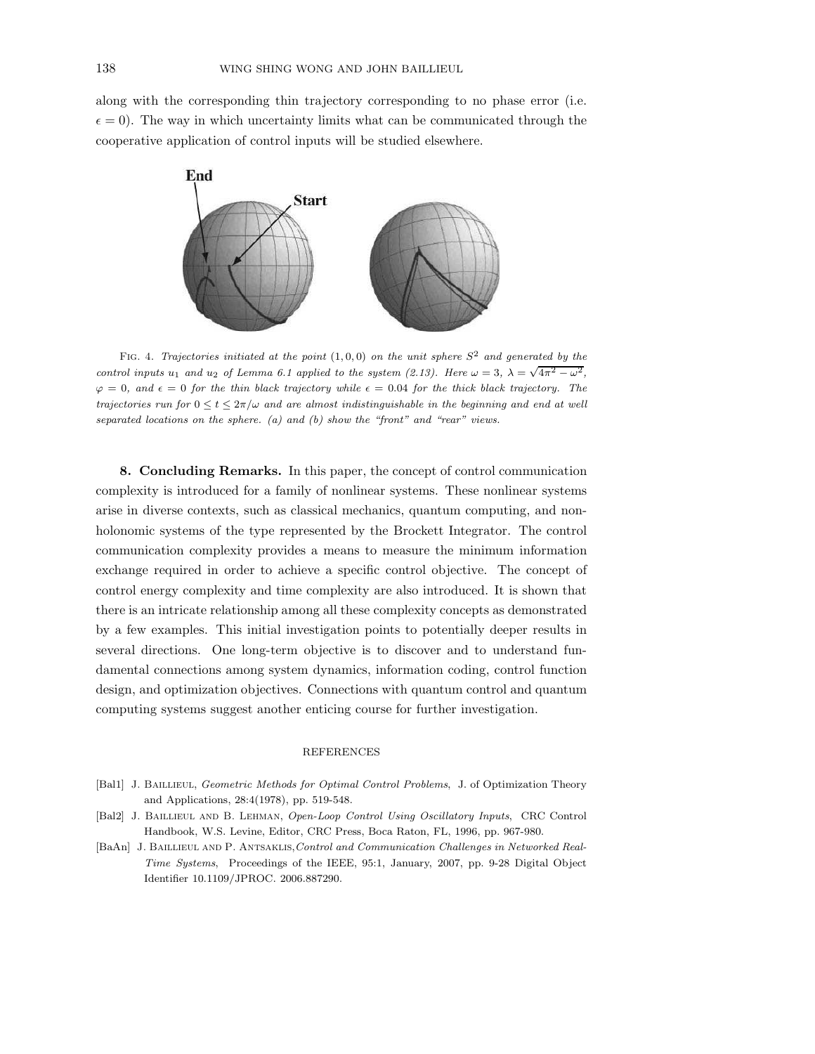along with the corresponding thin trajectory corresponding to no phase error (i.e. $\epsilon = 0$). The way in which uncertainty limits what can be communicated through the cooperative application of control inputs will be studied elsewhere.

Fig. 4. *Trajectories initiated at the point $(1, 0, 0)$ on the unit sphere $S^2$ and generated by the control inputs $u_1$ and $u_2$ of Lemma 6.1 applied to the system (2.13). Here $\omega = 3$, $\lambda = \sqrt{4\pi^2 - \omega^2}$, $\varphi = 0$, and $\epsilon = 0$ for the thin black trajectory while $\epsilon = 0.04$ for the thick black trajectory. The trajectories run for $0 \leq t \leq 2\pi/\omega$ and are almost indistinguishable in the beginning and end at well separated locations on the sphere. (a) and (b) show the "front" and "rear" views.*

**8. Concluding Remarks.** In this paper, the concept of control communication complexity is introduced for a family of nonlinear systems. These nonlinear systems arise in diverse contexts, such as classical mechanics, quantum computing, and nonholonomic systems of the type represented by the Brockett Integrator. The control communication complexity provides a means to measure the minimum information exchange required in order to achieve a specific control objective. The concept of control energy complexity and time complexity are also introduced. It is shown that there is an intricate relationship among all these complexity concepts as demonstrated by a few examples. This initial investigation points to potentially deeper results in several directions. One long-term objective is to discover and to understand fundamental connections among system dynamics, information coding, control function design, and optimization objectives. Connections with quantum control and quantum computing systems suggest another enticing course for further investigation.

## REFERENCES

[Bal1] J. Baillieul, *Geometric Methods for Optimal Control Problems*, J. of Optimization Theory and Applications, 28:4(1978), pp. 519-548.

[Bal2] J. Baillieul and B. Lehman, *Open-Loop Control Using Oscillatory Inputs*, CRC Control Handbook, W.S. Levine, Editor, CRC Press, Boca Raton, FL, 1996, pp. 967-980.

[BaAn] J. Baillieul and P. Antsaklis, *Control and Communication Challenges in Networked Real-Time Systems*, Proceedings of the IEEE, 95:1, January, 2007, pp. 9-28 Digital Object Identifier 10.1109/JPROC. 2006.887290.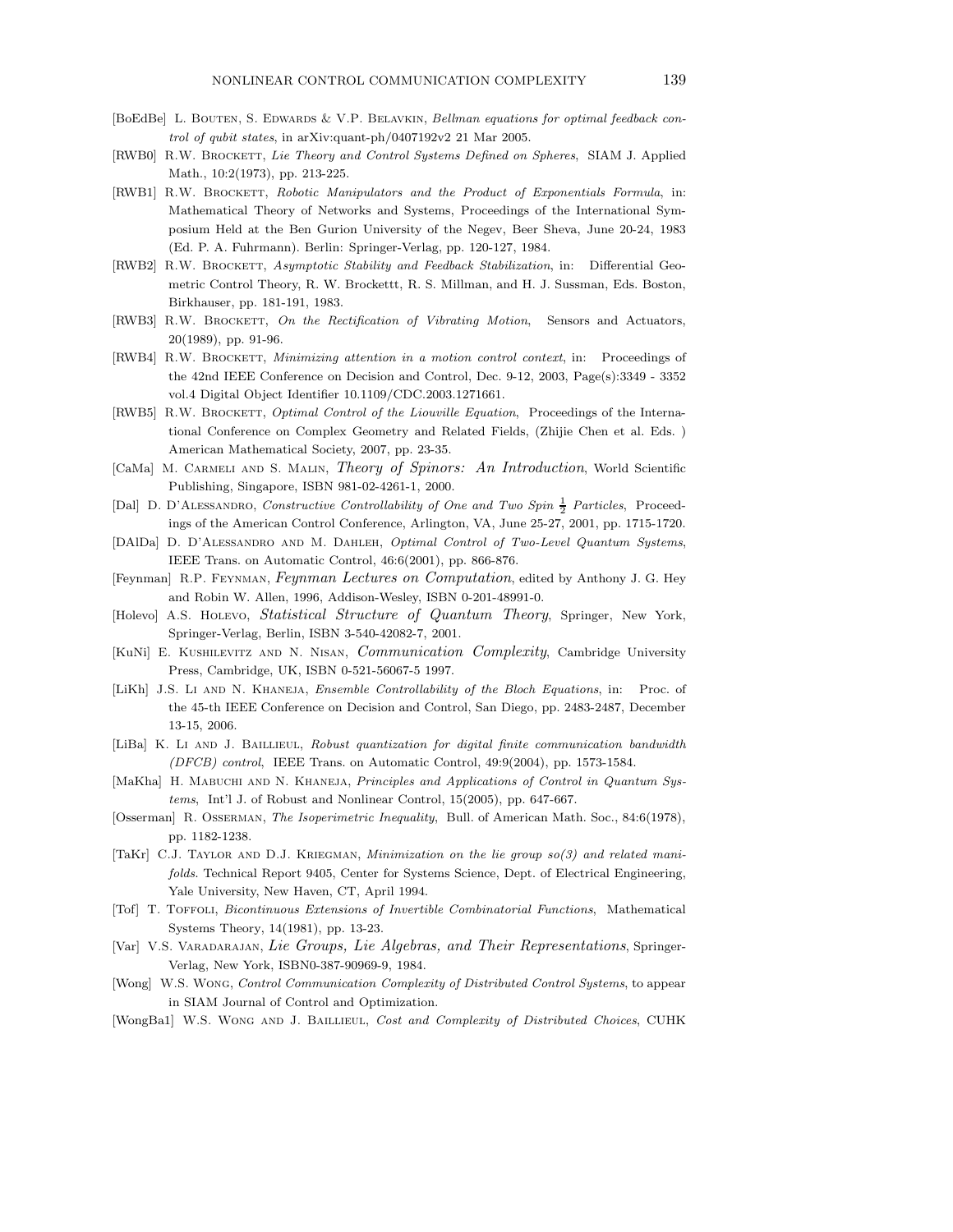- [BoEdBe] L. Bouten, S. Edwards & V.P. Belavkin, *Bellman equations for optimal feedback control of qubit states*, in arXiv:quant-ph/0407192v2 21 Mar 2005.
- [RWB0] R.W. Brockett, *Lie Theory and Control Systems Defined on Spheres*, SIAM J. Applied Math., 10:2(1973), pp. 213-225.
- [RWB1] R.W. Brockett, *Robotic Manipulators and the Product of Exponentials Formula*, in: Mathematical Theory of Networks and Systems, Proceedings of the International Symposium Held at the Ben Gurion University of the Negev, Beer Sheva, June 20-24, 1983 (Ed. P. A. Fuhrmann). Berlin: Springer-Verlag, pp. 120-127, 1984.
- [RWB2] R.W. Brockett, *Asymptotic Stability and Feedback Stabilization*, in: Differential Geometric Control Theory, R. W. Brockettt, R. S. Millman, and H. J. Sussman, Eds. Boston, Birkhauser, pp. 181-191, 1983.
- [RWB3] R.W. Brockett, *On the Rectification of Vibrating Motion*, Sensors and Actuators, 20(1989), pp. 91-96.
- [RWB4] R.W. Brockett, *Minimizing attention in a motion control context*, in: Proceedings of the 42nd IEEE Conference on Decision and Control, Dec. 9-12, 2003, Page(s):3349 - 3352 vol.4 Digital Object Identifier 10.1109/CDC.2003.1271661.
- [RWB5] R.W. Brockett, *Optimal Control of the Liouville Equation*, Proceedings of the International Conference on Complex Geometry and Related Fields, (Zhijie Chen et al. Eds. ) American Mathematical Society, 2007, pp. 23-35.
- [CaMa] M. Carmeli and S. Malin, *Theory of Spinors: An Introduction*, World Scientific Publishing, Singapore, ISBN 981-02-4261-1, 2000.
- [Dal] D. D'Alessandro, *Constructive Controllability of One and Two Spin $\frac{1}{2}$ Particles*, Proceedings of the American Control Conference, Arlington, VA, June 25-27, 2001, pp. 1715-1720.
- [DAlDa] D. D'Alessandro and M. Dahleh, *Optimal Control of Two-Level Quantum Systems*, IEEE Trans. on Automatic Control, 46:6(2001), pp. 866-876.
- [Feynman] R.P. Feynman, *Feynman Lectures on Computation*, edited by Anthony J. G. Hey and Robin W. Allen, 1996, Addison-Wesley, ISBN 0-201-48991-0.
- [Holevo] A.S. Holevo, *Statistical Structure of Quantum Theory*, Springer, New York, Springer-Verlag, Berlin, ISBN 3-540-42082-7, 2001.
- [KuNi] E. Kushilevitz and N. Nisan, *Communication Complexity*, Cambridge University Press, Cambridge, UK, ISBN 0-521-56067-5 1997.
- [LiKh] J.S. Li and N. Khaneja, *Ensemble Controllability of the Bloch Equations*, in: Proc. of the 45-th IEEE Conference on Decision and Control, San Diego, pp. 2483-2487, December 13-15, 2006.
- [LiBa] K. Li and J. Baillieul, *Robust quantization for digital finite communication bandwidth (DFCB) control*, IEEE Trans. on Automatic Control, 49:9(2004), pp. 1573-1584.
- [MaKha] H. Mabuchi and N. Khaneja, *Principles and Applications of Control in Quantum Systems*, Int'l J. of Robust and Nonlinear Control, 15(2005), pp. 647-667.
- [Osserman] R. Osserman, *The Isoperimetric Inequality*, Bull. of American Math. Soc., 84:6(1978), pp. 1182-1238.
- [TaKr] C.J. Taylor and D.J. Kriegman, *Minimization on the lie group so(3) and related manifolds*. Technical Report 9405, Center for Systems Science, Dept. of Electrical Engineering, Yale University, New Haven, CT, April 1994.
- [Tof] T. Toffoli, *Bicontinuous Extensions of Invertible Combinatorial Functions*, Mathematical Systems Theory, 14(1981), pp. 13-23.
- [Var] V.S. Varadarajan, *Lie Groups, Lie Algebras, and Their Representations*, Springer-Verlag, New York, ISBN0-387-90969-9, 1984.
- [Wong] W.S. Wong, *Control Communication Complexity of Distributed Control Systems*, to appear in SIAM Journal of Control and Optimization.
- [WongBa1] W.S. Wong and J. Baillieul, *Cost and Complexity of Distributed Choices*, CUHK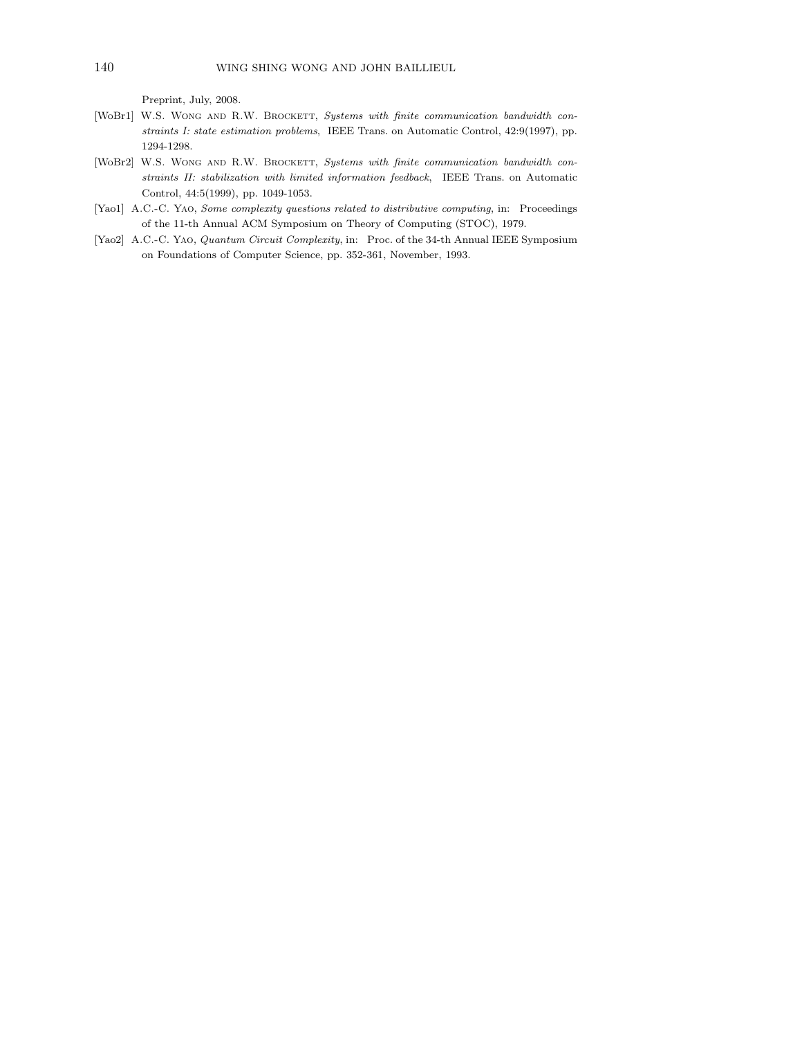Preprint, July, 2008.

[WoBr1] W.S. Wong and R.W. Brockett, *Systems with finite communication bandwidth constraints I: state estimation problems*, IEEE Trans. on Automatic Control, 42:9(1997), pp. 1294-1298.

[WoBr2] W.S. Wong and R.W. Brockett, *Systems with finite communication bandwidth constraints II: stabilization with limited information feedback*, IEEE Trans. on Automatic Control, 44:5(1999), pp. 1049-1053.

[Yao1] A.C.-C. Yao, *Some complexity questions related to distributive computing*, in: Proceedings of the 11-th Annual ACM Symposium on Theory of Computing (STOC), 1979.

[Yao2] A.C.-C. Yao, *Quantum Circuit Complexity*, in: Proc. of the 34-th Annual IEEE Symposium on Foundations of Computer Science, pp. 352-361, November, 1993.